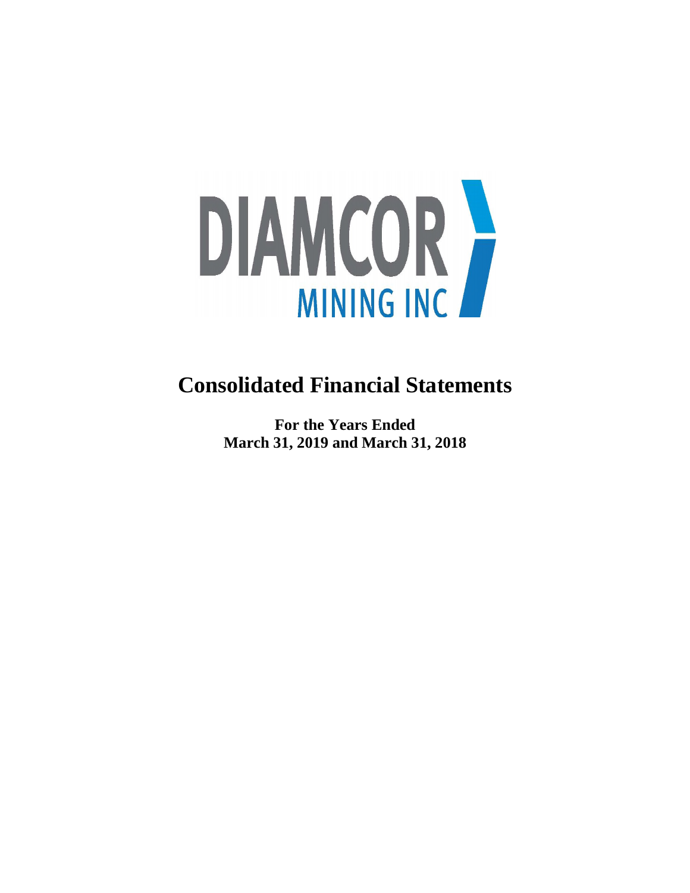DIAMCOR

MINING INC

# Consolidated Financial Statements

**For the Years Ended**
**March 31, 2019 and March 31, 2018**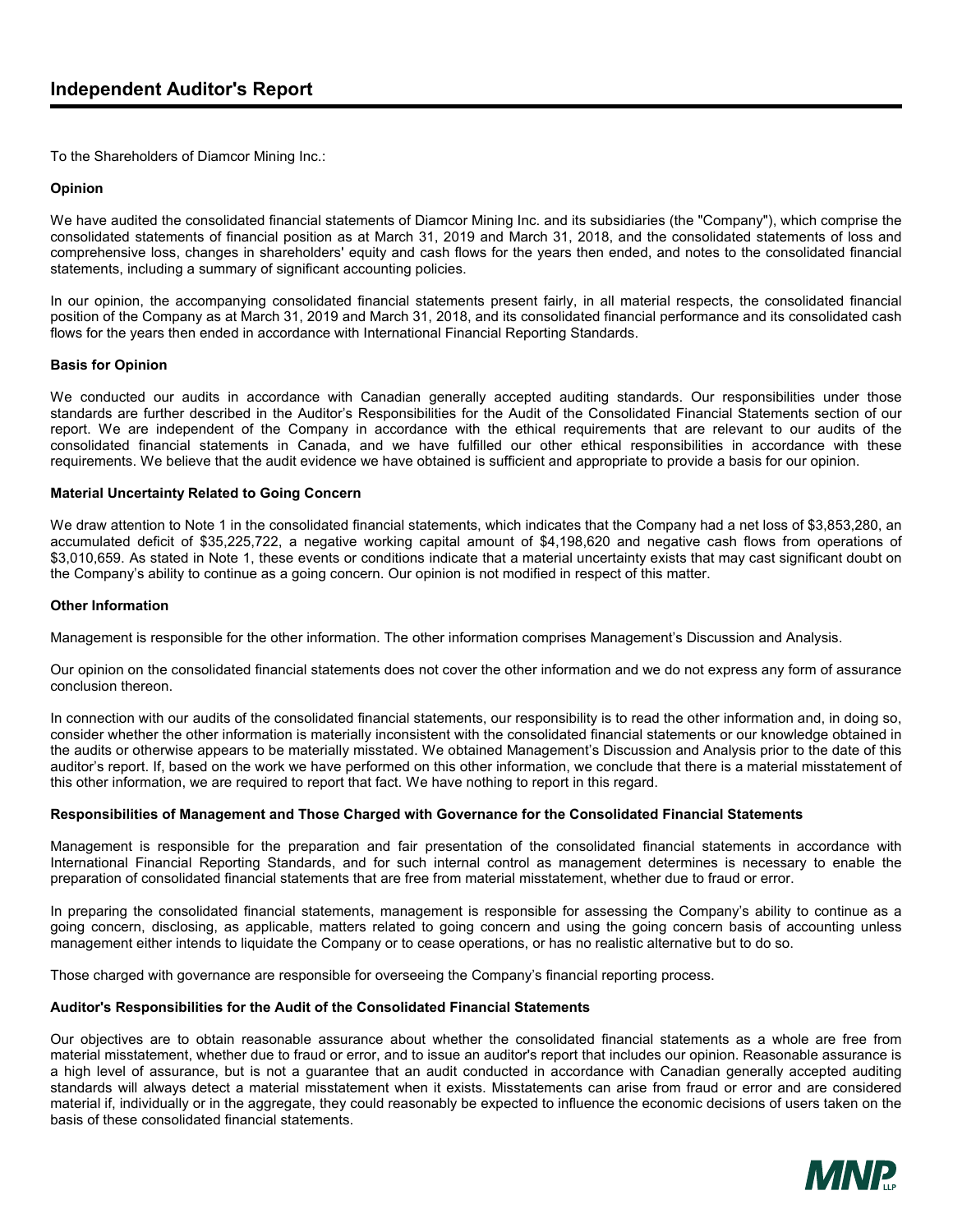# Independent Auditor's Report

To the Shareholders of Diamcor Mining Inc.:

**Opinion**

We have audited the consolidated financial statements of Diamcor Mining Inc. and its subsidiaries (the "Company"), which comprise the consolidated statements of financial position as at March 31, 2019 and March 31, 2018, and the consolidated statements of loss and comprehensive loss, changes in shareholders' equity and cash flows for the years then ended, and notes to the consolidated financial statements, including a summary of significant accounting policies.

In our opinion, the accompanying consolidated financial statements present fairly, in all material respects, the consolidated financial position of the Company as at March 31, 2019 and March 31, 2018, and its consolidated financial performance and its consolidated cash flows for the years then ended in accordance with International Financial Reporting Standards.

**Basis for Opinion**

We conducted our audits in accordance with Canadian generally accepted auditing standards. Our responsibilities under those standards are further described in the Auditor's Responsibilities for the Audit of the Consolidated Financial Statements section of our report. We are independent of the Company in accordance with the ethical requirements that are relevant to our audits of the consolidated financial statements in Canada, and we have fulfilled our other ethical responsibilities in accordance with these requirements. We believe that the audit evidence we have obtained is sufficient and appropriate to provide a basis for our opinion.

**Material Uncertainty Related to Going Concern**

We draw attention to Note 1 in the consolidated financial statements, which indicates that the Company had a net loss of $3,853,280, an accumulated deficit of $35,225,722, a negative working capital amount of $4,198,620 and negative cash flows from operations of $3,010,659. As stated in Note 1, these events or conditions indicate that a material uncertainty exists that may cast significant doubt on the Company's ability to continue as a going concern. Our opinion is not modified in respect of this matter.

**Other Information**

Management is responsible for the other information. The other information comprises Management's Discussion and Analysis.

Our opinion on the consolidated financial statements does not cover the other information and we do not express any form of assurance conclusion thereon.

In connection with our audits of the consolidated financial statements, our responsibility is to read the other information and, in doing so, consider whether the other information is materially inconsistent with the consolidated financial statements or our knowledge obtained in the audits or otherwise appears to be materially misstated. We obtained Management's Discussion and Analysis prior to the date of this auditor's report. If, based on the work we have performed on this other information, we conclude that there is a material misstatement of this other information, we are required to report that fact. We have nothing to report in this regard.

**Responsibilities of Management and Those Charged with Governance for the Consolidated Financial Statements**

Management is responsible for the preparation and fair presentation of the consolidated financial statements in accordance with International Financial Reporting Standards, and for such internal control as management determines is necessary to enable the preparation of consolidated financial statements that are free from material misstatement, whether due to fraud or error.

In preparing the consolidated financial statements, management is responsible for assessing the Company's ability to continue as a going concern, disclosing, as applicable, matters related to going concern and using the going concern basis of accounting unless management either intends to liquidate the Company or to cease operations, or has no realistic alternative but to do so.

Those charged with governance are responsible for overseeing the Company's financial reporting process.

**Auditor's Responsibilities for the Audit of the Consolidated Financial Statements**

Our objectives are to obtain reasonable assurance about whether the consolidated financial statements as a whole are free from material misstatement, whether due to fraud or error, and to issue an auditor's report that includes our opinion. Reasonable assurance is a high level of assurance, but is not a guarantee that an audit conducted in accordance with Canadian generally accepted auditing standards will always detect a material misstatement when it exists. Misstatements can arise from fraud or error and are considered material if, individually or in the aggregate, they could reasonably be expected to influence the economic decisions of users taken on the basis of these consolidated financial statements.

MNP LLP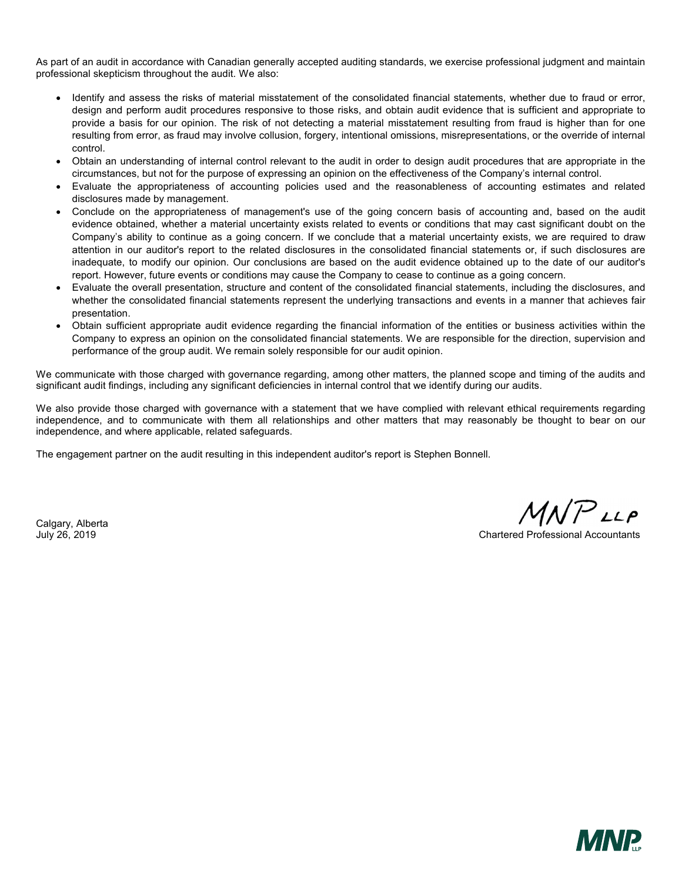As part of an audit in accordance with Canadian generally accepted auditing standards, we exercise professional judgment and maintain professional skepticism throughout the audit. We also:

- Identify and assess the risks of material misstatement of the consolidated financial statements, whether due to fraud or error, design and perform audit procedures responsive to those risks, and obtain audit evidence that is sufficient and appropriate to provide a basis for our opinion. The risk of not detecting a material misstatement resulting from fraud is higher than for one resulting from error, as fraud may involve collusion, forgery, intentional omissions, misrepresentations, or the override of internal control.
- Obtain an understanding of internal control relevant to the audit in order to design audit procedures that are appropriate in the circumstances, but not for the purpose of expressing an opinion on the effectiveness of the Company's internal control.
- Evaluate the appropriateness of accounting policies used and the reasonableness of accounting estimates and related disclosures made by management.
- Conclude on the appropriateness of management's use of the going concern basis of accounting and, based on the audit evidence obtained, whether a material uncertainty exists related to events or conditions that may cast significant doubt on the Company's ability to continue as a going concern. If we conclude that a material uncertainty exists, we are required to draw attention in our auditor's report to the related disclosures in the consolidated financial statements or, if such disclosures are inadequate, to modify our opinion. Our conclusions are based on the audit evidence obtained up to the date of our auditor's report. However, future events or conditions may cause the Company to cease to continue as a going concern.
- Evaluate the overall presentation, structure and content of the consolidated financial statements, including the disclosures, and whether the consolidated financial statements represent the underlying transactions and events in a manner that achieves fair presentation.
- Obtain sufficient appropriate audit evidence regarding the financial information of the entities or business activities within the Company to express an opinion on the consolidated financial statements. We are responsible for the direction, supervision and performance of the group audit. We remain solely responsible for our audit opinion.

We communicate with those charged with governance regarding, among other matters, the planned scope and timing of the audits and significant audit findings, including any significant deficiencies in internal control that we identify during our audits.

We also provide those charged with governance with a statement that we have complied with relevant ethical requirements regarding independence, and to communicate with them all relationships and other matters that may reasonably be thought to bear on our independence, and where applicable, related safeguards.

The engagement partner on the audit resulting in this independent auditor's report is Stephen Bonnell.

MNP LLP

Chartered Professional Accountants

Calgary, Alberta
July 26, 2019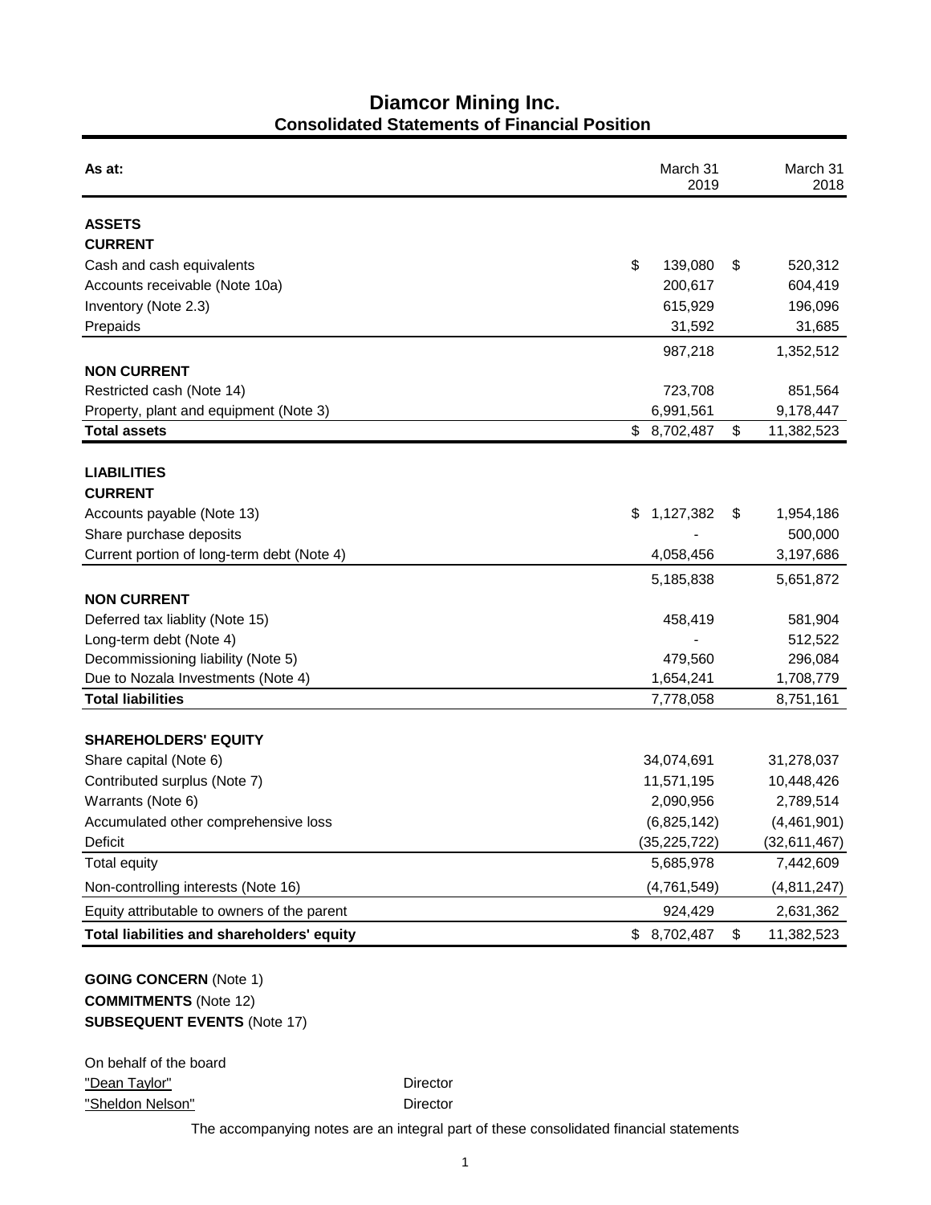# Diamcor Mining Inc.
## Consolidated Statements of Financial Position

| As at: | March 31 2019 | March 31 2018 |
|---|---|---|
| **ASSETS** | | |
| **CURRENT** | | |
| Cash and cash equivalents | $ 139,080 | $ 520,312 |
| Accounts receivable (Note 10a) | 200,617 | 604,419 |
| Inventory (Note 2.3) | 615,929 | 196,096 |
| Prepaids | 31,592 | 31,685 |
| | 987,218 | 1,352,512 |
| **NON CURRENT** | | |
| Restricted cash (Note 14) | 723,708 | 851,564 |
| Property, plant and equipment (Note 3) | 6,991,561 | 9,178,447 |
| **Total assets** | $ 8,702,487 | $ 11,382,523 |
| **LIABILITIES** | | |
| **CURRENT** | | |
| Accounts payable (Note 13) | $ 1,127,382 | $ 1,954,186 |
| Share purchase deposits | - | 500,000 |
| Current portion of long-term debt (Note 4) | 4,058,456 | 3,197,686 |
| | 5,185,838 | 5,651,872 |
| **NON CURRENT** | | |
| Deferred tax liablity (Note 15) | 458,419 | 581,904 |
| Long-term debt (Note 4) | - | 512,522 |
| Decommissioning liability (Note 5) | 479,560 | 296,084 |
| Due to Nozala Investments (Note 4) | 1,654,241 | 1,708,779 |
| **Total liabilities** | 7,778,058 | 8,751,161 |
| **SHAREHOLDERS' EQUITY** | | |
| Share capital (Note 6) | 34,074,691 | 31,278,037 |
| Contributed surplus (Note 7) | 11,571,195 | 10,448,426 |
| Warrants (Note 6) | 2,090,956 | 2,789,514 |
| Accumulated other comprehensive loss | (6,825,142) | (4,461,901) |
| Deficit | (35,225,722) | (32,611,467) |
| Total equity | 5,685,978 | 7,442,609 |
| Non-controlling interests (Note 16) | (4,761,549) | (4,811,247) |
| Equity attributable to owners of the parent | 924,429 | 2,631,362 |
| **Total liabilities and shareholders' equity** | $ 8,702,487 | $ 11,382,523 |

**GOING CONCERN** (Note 1)
**COMMITMENTS** (Note 12)
**SUBSEQUENT EVENTS** (Note 17)

On behalf of the board

"Dean Taylor" Director
"Sheldon Nelson" Director

The accompanying notes are an integral part of these consolidated financial statements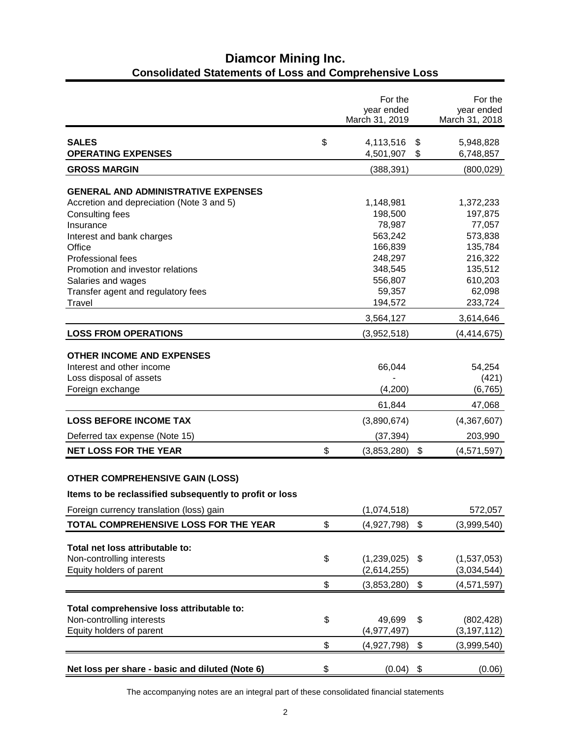# Diamcor Mining Inc.

## Consolidated Statements of Loss and Comprehensive Loss

| | For the year ended March 31, 2019 | For the year ended March 31, 2018 |
|---|---|---|
| **SALES** | $ 4,113,516 | $ 5,948,828 |
| **OPERATING EXPENSES** | 4,501,907 | $ 6,748,857 |
| **GROSS MARGIN** | (388,391) | (800,029) |
| **GENERAL AND ADMINISTRATIVE EXPENSES** | | |
| Accretion and depreciation (Note 3 and 5) | 1,148,981 | 1,372,233 |
| Consulting fees | 198,500 | 197,875 |
| Insurance | 78,987 | 77,057 |
| Interest and bank charges | 563,242 | 573,838 |
| Office | 166,839 | 135,784 |
| Professional fees | 248,297 | 216,322 |
| Promotion and investor relations | 348,545 | 135,512 |
| Salaries and wages | 556,807 | 610,203 |
| Transfer agent and regulatory fees | 59,357 | 62,098 |
| Travel | 194,572 | 233,724 |
| | 3,564,127 | 3,614,646 |
| **LOSS FROM OPERATIONS** | (3,952,518) | (4,414,675) |
| **OTHER INCOME AND EXPENSES** | | |
| Interest and other income | 66,044 | 54,254 |
| Loss disposal of assets | - | (421) |
| Foreign exchange | (4,200) | (6,765) |
| | 61,844 | 47,068 |
| **LOSS BEFORE INCOME TAX** | (3,890,674) | (4,367,607) |
| Deferred tax expense (Note 15) | (37,394) | 203,990 |
| **NET LOSS FOR THE YEAR** | $ (3,853,280) | $ (4,571,597) |
| **OTHER COMPREHENSIVE GAIN (LOSS)** | | |
| **Items to be reclassified subsequently to profit or loss** | | |
| Foreign currency translation (loss) gain | (1,074,518) | 572,057 |
| **TOTAL COMPREHENSIVE LOSS FOR THE YEAR** | $ (4,927,798) | $ (3,999,540) |
| **Total net loss attributable to:** | | |
| Non-controlling interests | $ (1,239,025) | $ (1,537,053) |
| Equity holders of parent | (2,614,255) | (3,034,544) |
| | $ (3,853,280) | $ (4,571,597) |
| **Total comprehensive loss attributable to:** | | |
| Non-controlling interests | $ 49,699 | $ (802,428) |
| Equity holders of parent | (4,977,497) | (3,197,112) |
| | $ (4,927,798) | $ (3,999,540) |
| **Net loss per share - basic and diluted (Note 6)** | $ (0.04) | $ (0.06) |

The accompanying notes are an integral part of these consolidated financial statements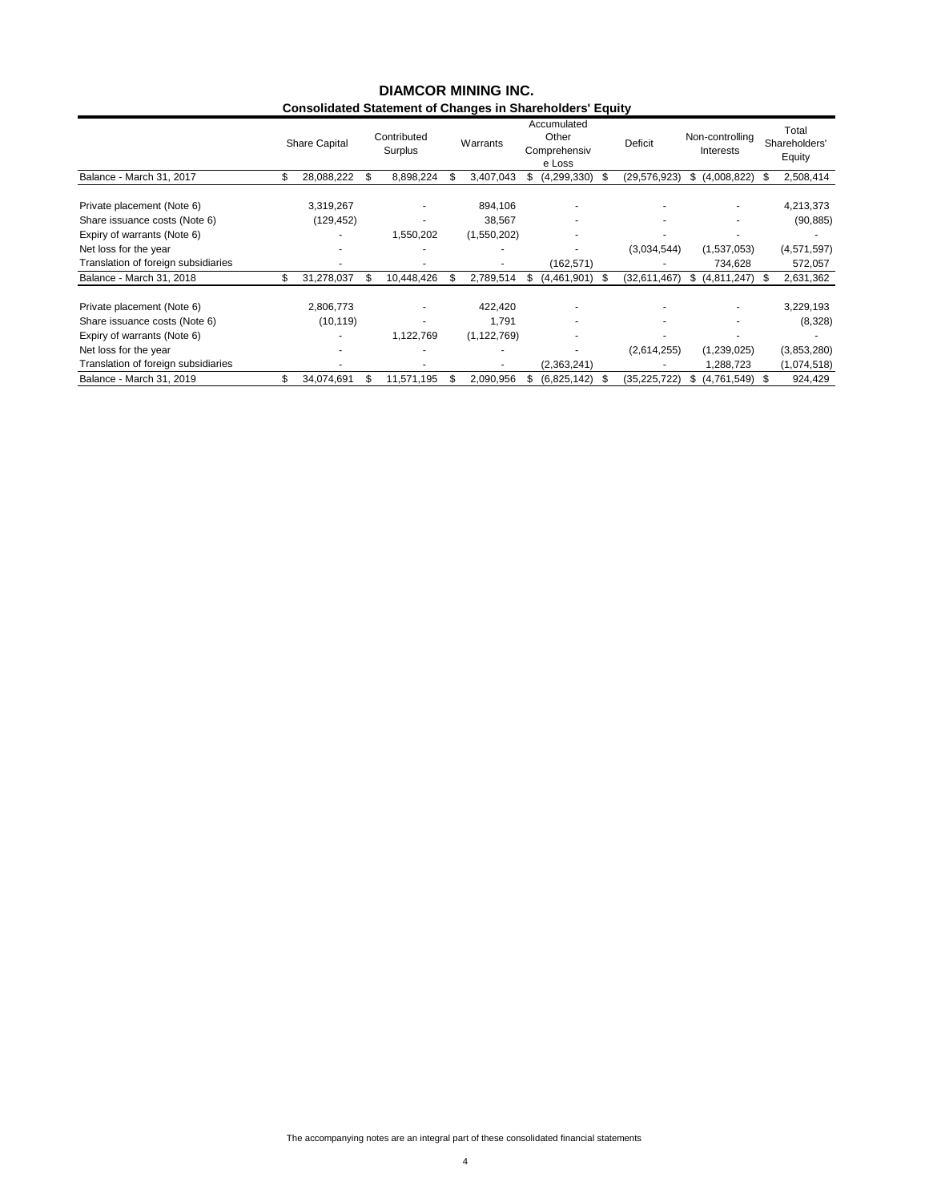# DIAMCOR MINING INC.

## Consolidated Statement of Changes in Shareholders' Equity

| | Share Capital | Contributed Surplus | Warrants | Accumulated Other Comprehensive Loss | Deficit | Non-controlling Interests | Total Shareholders' Equity |
|---|---|---|---|---|---|---|---|
| Balance - March 31, 2017 | $ 28,088,222 | $ 8,898,224 | $ 3,407,043 | $ (4,299,330) | $ (29,576,923) | $ (4,008,822) | $ 2,508,414 |
| Private placement (Note 6) | 3,319,267 | - | 894,106 | - | - | - | 4,213,373 |
| Share issuance costs (Note 6) | (129,452) | - | 38,567 | - | - | - | (90,885) |
| Expiry of warrants (Note 6) | - | 1,550,202 | (1,550,202) | - | - | - | - |
| Net loss for the year | - | - | - | - | (3,034,544) | (1,537,053) | (4,571,597) |
| Translation of foreign subsidiaries | - | - | - | (162,571) | - | 734,628 | 572,057 |
| Balance - March 31, 2018 | $ 31,278,037 | $ 10,448,426 | $ 2,789,514 | $ (4,461,901) | $ (32,611,467) | $ (4,811,247) | $ 2,631,362 |
| Private placement (Note 6) | 2,806,773 | - | 422,420 | - | - | - | 3,229,193 |
| Share issuance costs (Note 6) | (10,119) | - | 1,791 | - | - | - | (8,328) |
| Expiry of warrants (Note 6) | - | 1,122,769 | (1,122,769) | - | - | - | - |
| Net loss for the year | - | - | - | - | (2,614,255) | (1,239,025) | (3,853,280) |
| Translation of foreign subsidiaries | - | - | - | (2,363,241) | - | 1,288,723 | (1,074,518) |
| Balance - March 31, 2019 | $ 34,074,691 | $ 11,571,195 | $ 2,090,956 | $ (6,825,142) | $ (35,225,722) | $ (4,761,549) | $ 924,429 |

The accompanying notes are an integral part of these consolidated financial statements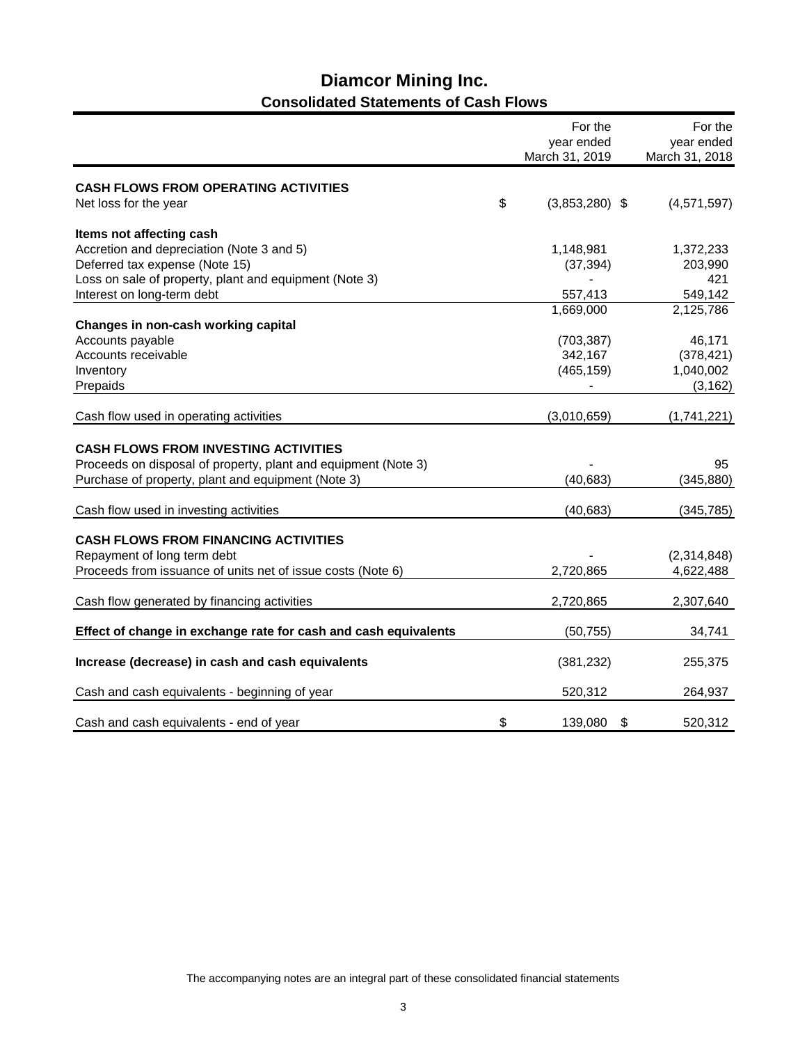# Diamcor Mining Inc.
## Consolidated Statements of Cash Flows

| | For the year ended March 31, 2019 | For the year ended March 31, 2018 |
|---|---|---|
| **CASH FLOWS FROM OPERATING ACTIVITIES** | | |
| Net loss for the year | $ (3,853,280) | $ (4,571,597) |
| **Items not affecting cash** | | |
| Accretion and depreciation (Note 3 and 5) | 1,148,981 | 1,372,233 |
| Deferred tax expense (Note 15) | (37,394) | 203,990 |
| Loss on sale of property, plant and equipment (Note 3) | - | 421 |
| Interest on long-term debt | 557,413 | 549,142 |
| | 1,669,000 | 2,125,786 |
| **Changes in non-cash working capital** | | |
| Accounts payable | (703,387) | 46,171 |
| Accounts receivable | 342,167 | (378,421) |
| Inventory | (465,159) | 1,040,002 |
| Prepaids | - | (3,162) |
| Cash flow used in operating activities | (3,010,659) | (1,741,221) |
| **CASH FLOWS FROM INVESTING ACTIVITIES** | | |
| Proceeds on disposal of property, plant and equipment (Note 3) | - | 95 |
| Purchase of property, plant and equipment (Note 3) | (40,683) | (345,880) |
| Cash flow used in investing activities | (40,683) | (345,785) |
| **CASH FLOWS FROM FINANCING ACTIVITIES** | | |
| Repayment of long term debt | - | (2,314,848) |
| Proceeds from issuance of units net of issue costs (Note 6) | 2,720,865 | 4,622,488 |
| Cash flow generated by financing activities | 2,720,865 | 2,307,640 |
| **Effect of change in exchange rate for cash and cash equivalents** | (50,755) | 34,741 |
| **Increase (decrease) in cash and cash equivalents** | (381,232) | 255,375 |
| Cash and cash equivalents - beginning of year | 520,312 | 264,937 |
| Cash and cash equivalents - end of year | $ 139,080 | $ 520,312 |

The accompanying notes are an integral part of these consolidated financial statements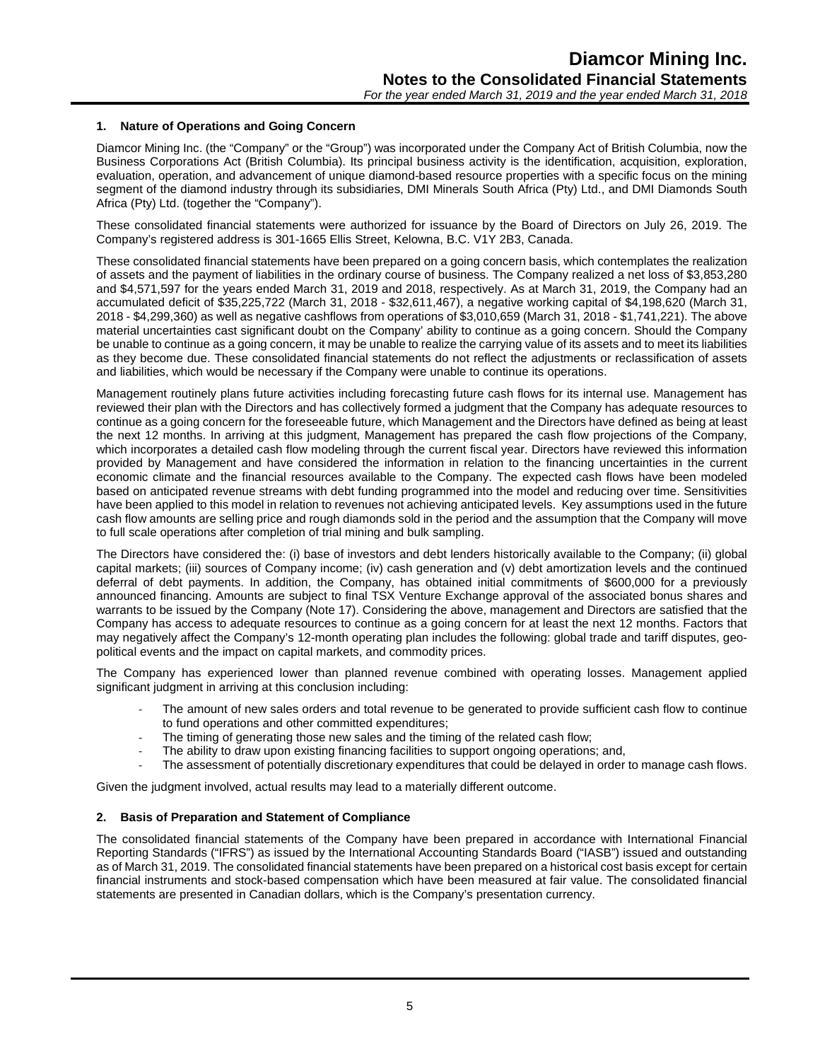## 1. Nature of Operations and Going Concern

Diamcor Mining Inc. (the "Company" or the "Group") was incorporated under the Company Act of British Columbia, now the Business Corporations Act (British Columbia). Its principal business activity is the identification, acquisition, exploration, evaluation, operation, and advancement of unique diamond-based resource properties with a specific focus on the mining segment of the diamond industry through its subsidiaries, DMI Minerals South Africa (Pty) Ltd., and DMI Diamonds South Africa (Pty) Ltd. (together the "Company").

These consolidated financial statements were authorized for issuance by the Board of Directors on July 26, 2019. The Company's registered address is 301-1665 Ellis Street, Kelowna, B.C. V1Y 2B3, Canada.

These consolidated financial statements have been prepared on a going concern basis, which contemplates the realization of assets and the payment of liabilities in the ordinary course of business. The Company realized a net loss of $3,853,280 and $4,571,597 for the years ended March 31, 2019 and 2018, respectively. As at March 31, 2019, the Company had an accumulated deficit of $35,225,722 (March 31, 2018 - $32,611,467), a negative working capital of $4,198,620 (March 31, 2018 - $4,299,360) as well as negative cashflows from operations of $3,010,659 (March 31, 2018 - $1,741,221). The above material uncertainties cast significant doubt on the Company' ability to continue as a going concern. Should the Company be unable to continue as a going concern, it may be unable to realize the carrying value of its assets and to meet its liabilities as they become due. These consolidated financial statements do not reflect the adjustments or reclassification of assets and liabilities, which would be necessary if the Company were unable to continue its operations.

Management routinely plans future activities including forecasting future cash flows for its internal use. Management has reviewed their plan with the Directors and has collectively formed a judgment that the Company has adequate resources to continue as a going concern for the foreseeable future, which Management and the Directors have defined as being at least the next 12 months. In arriving at this judgment, Management has prepared the cash flow projections of the Company, which incorporates a detailed cash flow modeling through the current fiscal year. Directors have reviewed this information provided by Management and have considered the information in relation to the financing uncertainties in the current economic climate and the financial resources available to the Company. The expected cash flows have been modeled based on anticipated revenue streams with debt funding programmed into the model and reducing over time. Sensitivities have been applied to this model in relation to revenues not achieving anticipated levels. Key assumptions used in the future cash flow amounts are selling price and rough diamonds sold in the period and the assumption that the Company will move to full scale operations after completion of trial mining and bulk sampling.

The Directors have considered the: (i) base of investors and debt lenders historically available to the Company; (ii) global capital markets; (iii) sources of Company income; (iv) cash generation and (v) debt amortization levels and the continued deferral of debt payments. In addition, the Company, has obtained initial commitments of $600,000 for a previously announced financing. Amounts are subject to final TSX Venture Exchange approval of the associated bonus shares and warrants to be issued by the Company (Note 17). Considering the above, management and Directors are satisfied that the Company has access to adequate resources to continue as a going concern for at least the next 12 months. Factors that may negatively affect the Company's 12-month operating plan includes the following: global trade and tariff disputes, geo-political events and the impact on capital markets, and commodity prices.

The Company has experienced lower than planned revenue combined with operating losses. Management applied significant judgment in arriving at this conclusion including:

- The amount of new sales orders and total revenue to be generated to provide sufficient cash flow to continue to fund operations and other committed expenditures;
- The timing of generating those new sales and the timing of the related cash flow;
- The ability to draw upon existing financing facilities to support ongoing operations; and,
- The assessment of potentially discretionary expenditures that could be delayed in order to manage cash flows.

Given the judgment involved, actual results may lead to a materially different outcome.

## 2. Basis of Preparation and Statement of Compliance

The consolidated financial statements of the Company have been prepared in accordance with International Financial Reporting Standards ("IFRS") as issued by the International Accounting Standards Board ("IASB") issued and outstanding as of March 31, 2019. The consolidated financial statements have been prepared on a historical cost basis except for certain financial instruments and stock-based compensation which have been measured at fair value. The consolidated financial statements are presented in Canadian dollars, which is the Company's presentation currency.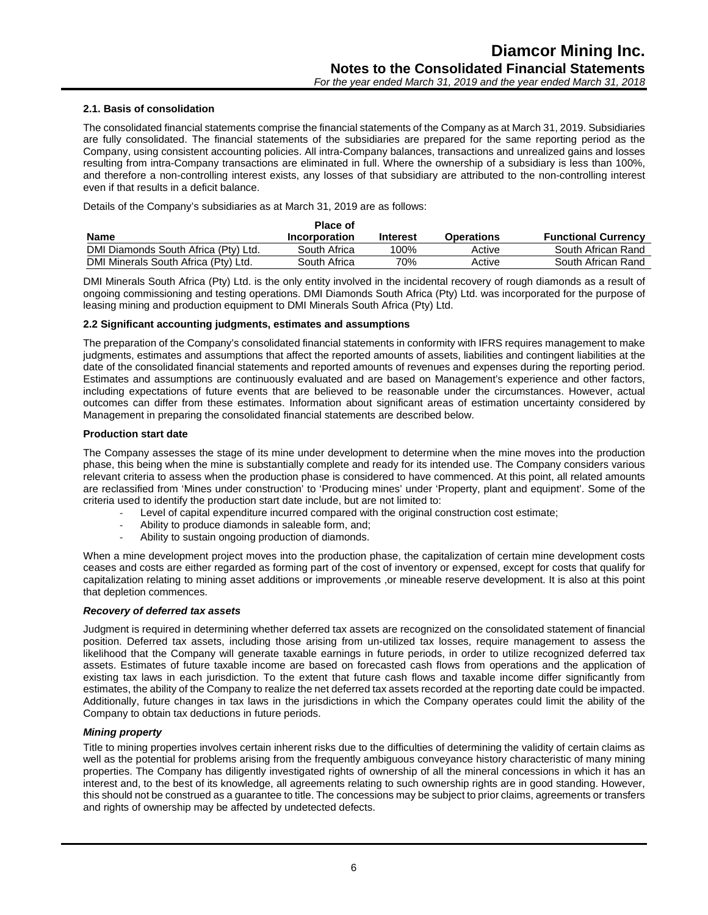### 2.1. Basis of consolidation

The consolidated financial statements comprise the financial statements of the Company as at March 31, 2019. Subsidiaries are fully consolidated. The financial statements of the subsidiaries are prepared for the same reporting period as the Company, using consistent accounting policies. All intra-Company balances, transactions and unrealized gains and losses resulting from intra-Company transactions are eliminated in full. Where the ownership of a subsidiary is less than 100%, and therefore a non-controlling interest exists, any losses of that subsidiary are attributed to the non-controlling interest even if that results in a deficit balance.

Details of the Company's subsidiaries as at March 31, 2019 are as follows:

| Name | Place of Incorporation | Interest | Operations | Functional Currency |
|---|---|---|---|---|
| DMI Diamonds South Africa (Pty) Ltd. | South Africa | 100% | Active | South African Rand |
| DMI Minerals South Africa (Pty) Ltd. | South Africa | 70% | Active | South African Rand |

DMI Minerals South Africa (Pty) Ltd. is the only entity involved in the incidental recovery of rough diamonds as a result of ongoing commissioning and testing operations. DMI Diamonds South Africa (Pty) Ltd. was incorporated for the purpose of leasing mining and production equipment to DMI Minerals South Africa (Pty) Ltd.

### 2.2 Significant accounting judgments, estimates and assumptions

The preparation of the Company's consolidated financial statements in conformity with IFRS requires management to make judgments, estimates and assumptions that affect the reported amounts of assets, liabilities and contingent liabilities at the date of the consolidated financial statements and reported amounts of revenues and expenses during the reporting period. Estimates and assumptions are continuously evaluated and are based on Management's experience and other factors, including expectations of future events that are believed to be reasonable under the circumstances. However, actual outcomes can differ from these estimates. Information about significant areas of estimation uncertainty considered by Management in preparing the consolidated financial statements are described below.

**Production start date**

The Company assesses the stage of its mine under development to determine when the mine moves into the production phase, this being when the mine is substantially complete and ready for its intended use. The Company considers various relevant criteria to assess when the production phase is considered to have commenced. At this point, all related amounts are reclassified from 'Mines under construction' to 'Producing mines' under 'Property, plant and equipment'. Some of the criteria used to identify the production start date include, but are not limited to:

- Level of capital expenditure incurred compared with the original construction cost estimate;
- Ability to produce diamonds in saleable form, and;
- Ability to sustain ongoing production of diamonds.

When a mine development project moves into the production phase, the capitalization of certain mine development costs ceases and costs are either regarded as forming part of the cost of inventory or expensed, except for costs that qualify for capitalization relating to mining asset additions or improvements ,or mineable reserve development. It is also at this point that depletion commences.

***Recovery of deferred tax assets***

Judgment is required in determining whether deferred tax assets are recognized on the consolidated statement of financial position. Deferred tax assets, including those arising from un-utilized tax losses, require management to assess the likelihood that the Company will generate taxable earnings in future periods, in order to utilize recognized deferred tax assets. Estimates of future taxable income are based on forecasted cash flows from operations and the application of existing tax laws in each jurisdiction. To the extent that future cash flows and taxable income differ significantly from estimates, the ability of the Company to realize the net deferred tax assets recorded at the reporting date could be impacted. Additionally, future changes in tax laws in the jurisdictions in which the Company operates could limit the ability of the Company to obtain tax deductions in future periods.

***Mining property***

Title to mining properties involves certain inherent risks due to the difficulties of determining the validity of certain claims as well as the potential for problems arising from the frequently ambiguous conveyance history characteristic of many mining properties. The Company has diligently investigated rights of ownership of all the mineral concessions in which it has an interest and, to the best of its knowledge, all agreements relating to such ownership rights are in good standing. However, this should not be construed as a guarantee to title. The concessions may be subject to prior claims, agreements or transfers and rights of ownership may be affected by undetected defects.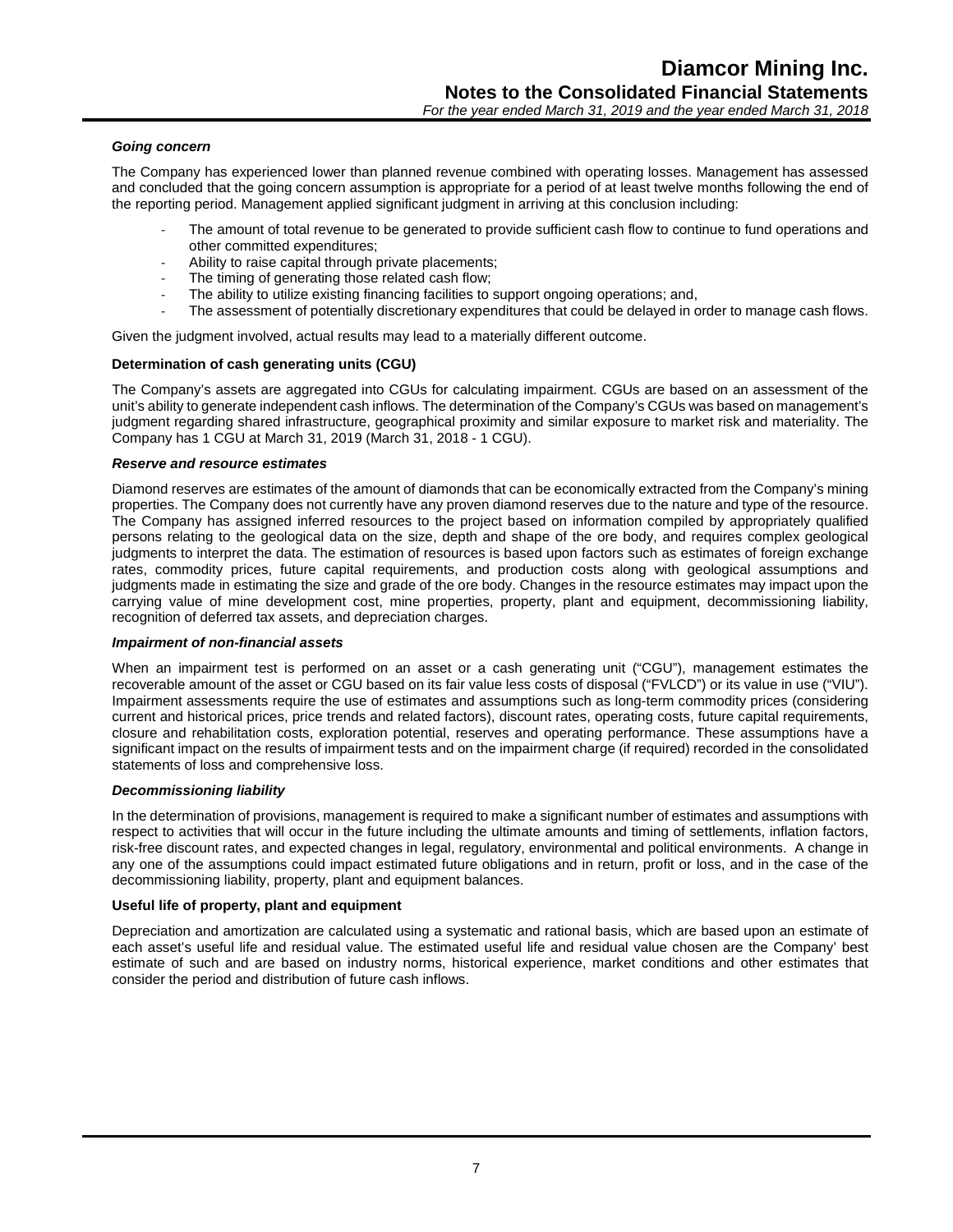***Going concern***

The Company has experienced lower than planned revenue combined with operating losses. Management has assessed and concluded that the going concern assumption is appropriate for a period of at least twelve months following the end of the reporting period. Management applied significant judgment in arriving at this conclusion including:

- The amount of total revenue to be generated to provide sufficient cash flow to continue to fund operations and other committed expenditures;
- Ability to raise capital through private placements;
- The timing of generating those related cash flow;
- The ability to utilize existing financing facilities to support ongoing operations; and,
- The assessment of potentially discretionary expenditures that could be delayed in order to manage cash flows.

Given the judgment involved, actual results may lead to a materially different outcome.

**Determination of cash generating units (CGU)**

The Company's assets are aggregated into CGUs for calculating impairment. CGUs are based on an assessment of the unit's ability to generate independent cash inflows. The determination of the Company's CGUs was based on management's judgment regarding shared infrastructure, geographical proximity and similar exposure to market risk and materiality. The Company has 1 CGU at March 31, 2019 (March 31, 2018 - 1 CGU).

***Reserve and resource estimates***

Diamond reserves are estimates of the amount of diamonds that can be economically extracted from the Company's mining properties. The Company does not currently have any proven diamond reserves due to the nature and type of the resource. The Company has assigned inferred resources to the project based on information compiled by appropriately qualified persons relating to the geological data on the size, depth and shape of the ore body, and requires complex geological judgments to interpret the data. The estimation of resources is based upon factors such as estimates of foreign exchange rates, commodity prices, future capital requirements, and production costs along with geological assumptions and judgments made in estimating the size and grade of the ore body. Changes in the resource estimates may impact upon the carrying value of mine development cost, mine properties, property, plant and equipment, decommissioning liability, recognition of deferred tax assets, and depreciation charges.

***Impairment of non-financial assets***

When an impairment test is performed on an asset or a cash generating unit ("CGU"), management estimates the recoverable amount of the asset or CGU based on its fair value less costs of disposal ("FVLCD") or its value in use ("VIU"). Impairment assessments require the use of estimates and assumptions such as long-term commodity prices (considering current and historical prices, price trends and related factors), discount rates, operating costs, future capital requirements, closure and rehabilitation costs, exploration potential, reserves and operating performance. These assumptions have a significant impact on the results of impairment tests and on the impairment charge (if required) recorded in the consolidated statements of loss and comprehensive loss.

***Decommissioning liability***

In the determination of provisions, management is required to make a significant number of estimates and assumptions with respect to activities that will occur in the future including the ultimate amounts and timing of settlements, inflation factors, risk-free discount rates, and expected changes in legal, regulatory, environmental and political environments. A change in any one of the assumptions could impact estimated future obligations and in return, profit or loss, and in the case of the decommissioning liability, property, plant and equipment balances.

**Useful life of property, plant and equipment**

Depreciation and amortization are calculated using a systematic and rational basis, which are based upon an estimate of each asset's useful life and residual value. The estimated useful life and residual value chosen are the Company' best estimate of such and are based on industry norms, historical experience, market conditions and other estimates that consider the period and distribution of future cash inflows.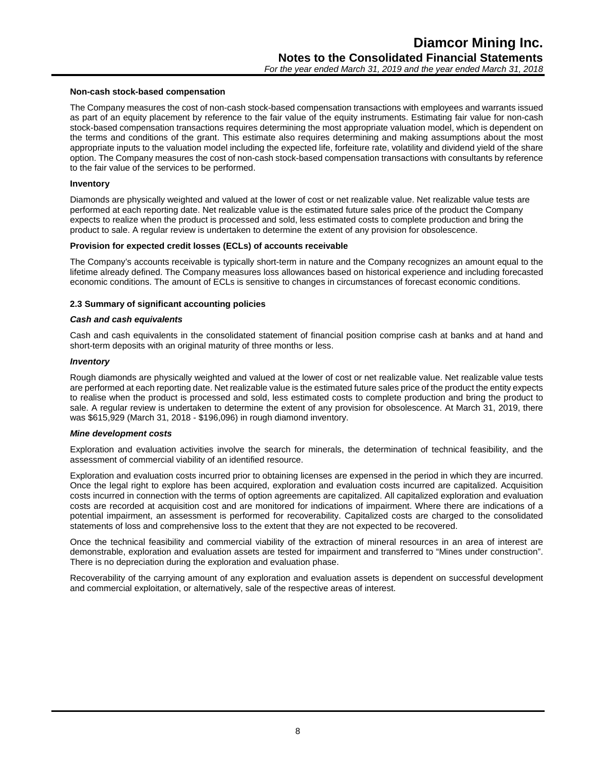**Non-cash stock-based compensation**

The Company measures the cost of non-cash stock-based compensation transactions with employees and warrants issued as part of an equity placement by reference to the fair value of the equity instruments. Estimating fair value for non-cash stock-based compensation transactions requires determining the most appropriate valuation model, which is dependent on the terms and conditions of the grant. This estimate also requires determining and making assumptions about the most appropriate inputs to the valuation model including the expected life, forfeiture rate, volatility and dividend yield of the share option. The Company measures the cost of non-cash stock-based compensation transactions with consultants by reference to the fair value of the services to be performed.

**Inventory**

Diamonds are physically weighted and valued at the lower of cost or net realizable value. Net realizable value tests are performed at each reporting date. Net realizable value is the estimated future sales price of the product the Company expects to realize when the product is processed and sold, less estimated costs to complete production and bring the product to sale. A regular review is undertaken to determine the extent of any provision for obsolescence.

**Provision for expected credit losses (ECLs) of accounts receivable**

The Company's accounts receivable is typically short-term in nature and the Company recognizes an amount equal to the lifetime already defined. The Company measures loss allowances based on historical experience and including forecasted economic conditions. The amount of ECLs is sensitive to changes in circumstances of forecast economic conditions.

### 2.3 Summary of significant accounting policies

***Cash and cash equivalents***

Cash and cash equivalents in the consolidated statement of financial position comprise cash at banks and at hand and short-term deposits with an original maturity of three months or less.

***Inventory***

Rough diamonds are physically weighted and valued at the lower of cost or net realizable value. Net realizable value tests are performed at each reporting date. Net realizable value is the estimated future sales price of the product the entity expects to realise when the product is processed and sold, less estimated costs to complete production and bring the product to sale. A regular review is undertaken to determine the extent of any provision for obsolescence. At March 31, 2019, there was $615,929 (March 31, 2018 - $196,096) in rough diamond inventory.

***Mine development costs***

Exploration and evaluation activities involve the search for minerals, the determination of technical feasibility, and the assessment of commercial viability of an identified resource.

Exploration and evaluation costs incurred prior to obtaining licenses are expensed in the period in which they are incurred. Once the legal right to explore has been acquired, exploration and evaluation costs incurred are capitalized. Acquisition costs incurred in connection with the terms of option agreements are capitalized. All capitalized exploration and evaluation costs are recorded at acquisition cost and are monitored for indications of impairment. Where there are indications of a potential impairment, an assessment is performed for recoverability. Capitalized costs are charged to the consolidated statements of loss and comprehensive loss to the extent that they are not expected to be recovered.

Once the technical feasibility and commercial viability of the extraction of mineral resources in an area of interest are demonstrable, exploration and evaluation assets are tested for impairment and transferred to "Mines under construction". There is no depreciation during the exploration and evaluation phase.

Recoverability of the carrying amount of any exploration and evaluation assets is dependent on successful development and commercial exploitation, or alternatively, sale of the respective areas of interest.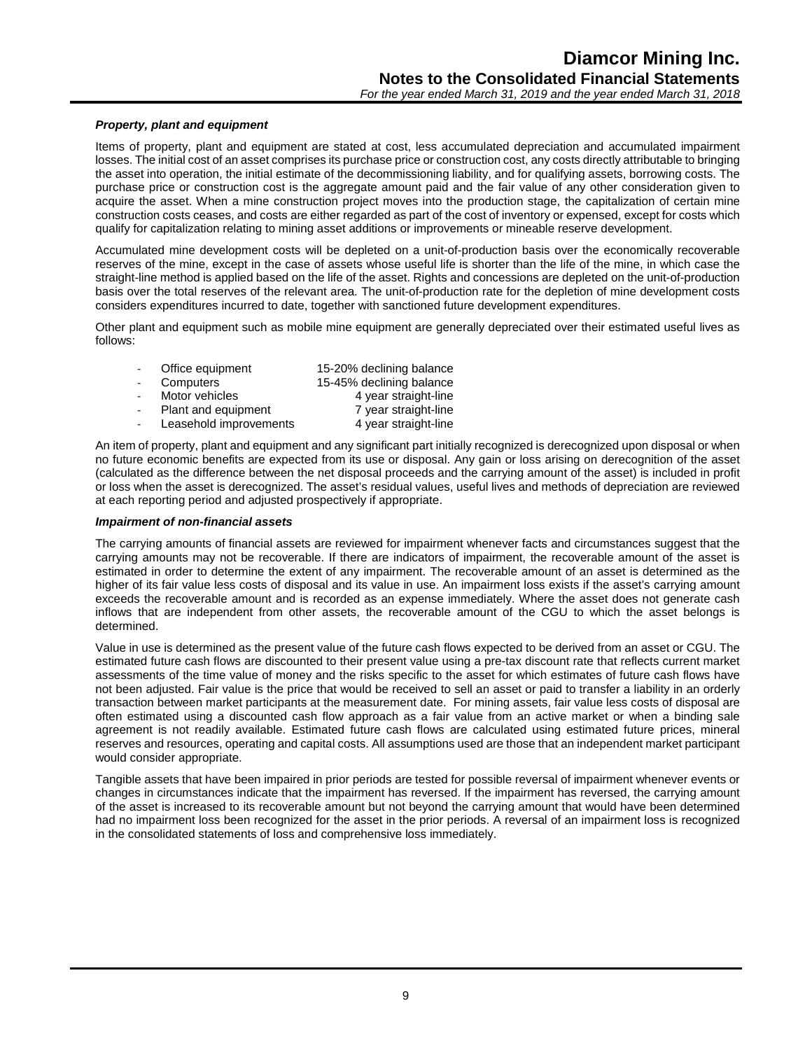***Property, plant and equipment***

Items of property, plant and equipment are stated at cost, less accumulated depreciation and accumulated impairment losses. The initial cost of an asset comprises its purchase price or construction cost, any costs directly attributable to bringing the asset into operation, the initial estimate of the decommissioning liability, and for qualifying assets, borrowing costs. The purchase price or construction cost is the aggregate amount paid and the fair value of any other consideration given to acquire the asset. When a mine construction project moves into the production stage, the capitalization of certain mine construction costs ceases, and costs are either regarded as part of the cost of inventory or expensed, except for costs which qualify for capitalization relating to mining asset additions or improvements or mineable reserve development.

Accumulated mine development costs will be depleted on a unit-of-production basis over the economically recoverable reserves of the mine, except in the case of assets whose useful life is shorter than the life of the mine, in which case the straight-line method is applied based on the life of the asset. Rights and concessions are depleted on the unit-of-production basis over the total reserves of the relevant area. The unit-of-production rate for the depletion of mine development costs considers expenditures incurred to date, together with sanctioned future development expenditures.

Other plant and equipment such as mobile mine equipment are generally depreciated over their estimated useful lives as follows:

| | |
|---|---|
| - Office equipment | 15-20% declining balance |
| - Computers | 15-45% declining balance |
| - Motor vehicles | 4 year straight-line |
| - Plant and equipment | 7 year straight-line |
| - Leasehold improvements | 4 year straight-line |

An item of property, plant and equipment and any significant part initially recognized is derecognized upon disposal or when no future economic benefits are expected from its use or disposal. Any gain or loss arising on derecognition of the asset (calculated as the difference between the net disposal proceeds and the carrying amount of the asset) is included in profit or loss when the asset is derecognized. The asset's residual values, useful lives and methods of depreciation are reviewed at each reporting period and adjusted prospectively if appropriate.

***Impairment of non-financial assets***

The carrying amounts of financial assets are reviewed for impairment whenever facts and circumstances suggest that the carrying amounts may not be recoverable. If there are indicators of impairment, the recoverable amount of the asset is estimated in order to determine the extent of any impairment. The recoverable amount of an asset is determined as the higher of its fair value less costs of disposal and its value in use. An impairment loss exists if the asset's carrying amount exceeds the recoverable amount and is recorded as an expense immediately. Where the asset does not generate cash inflows that are independent from other assets, the recoverable amount of the CGU to which the asset belongs is determined.

Value in use is determined as the present value of the future cash flows expected to be derived from an asset or CGU. The estimated future cash flows are discounted to their present value using a pre-tax discount rate that reflects current market assessments of the time value of money and the risks specific to the asset for which estimates of future cash flows have not been adjusted. Fair value is the price that would be received to sell an asset or paid to transfer a liability in an orderly transaction between market participants at the measurement date. For mining assets, fair value less costs of disposal are often estimated using a discounted cash flow approach as a fair value from an active market or when a binding sale agreement is not readily available. Estimated future cash flows are calculated using estimated future prices, mineral reserves and resources, operating and capital costs. All assumptions used are those that an independent market participant would consider appropriate.

Tangible assets that have been impaired in prior periods are tested for possible reversal of impairment whenever events or changes in circumstances indicate that the impairment has reversed. If the impairment has reversed, the carrying amount of the asset is increased to its recoverable amount but not beyond the carrying amount that would have been determined had no impairment loss been recognized for the asset in the prior periods. A reversal of an impairment loss is recognized in the consolidated statements of loss and comprehensive loss immediately.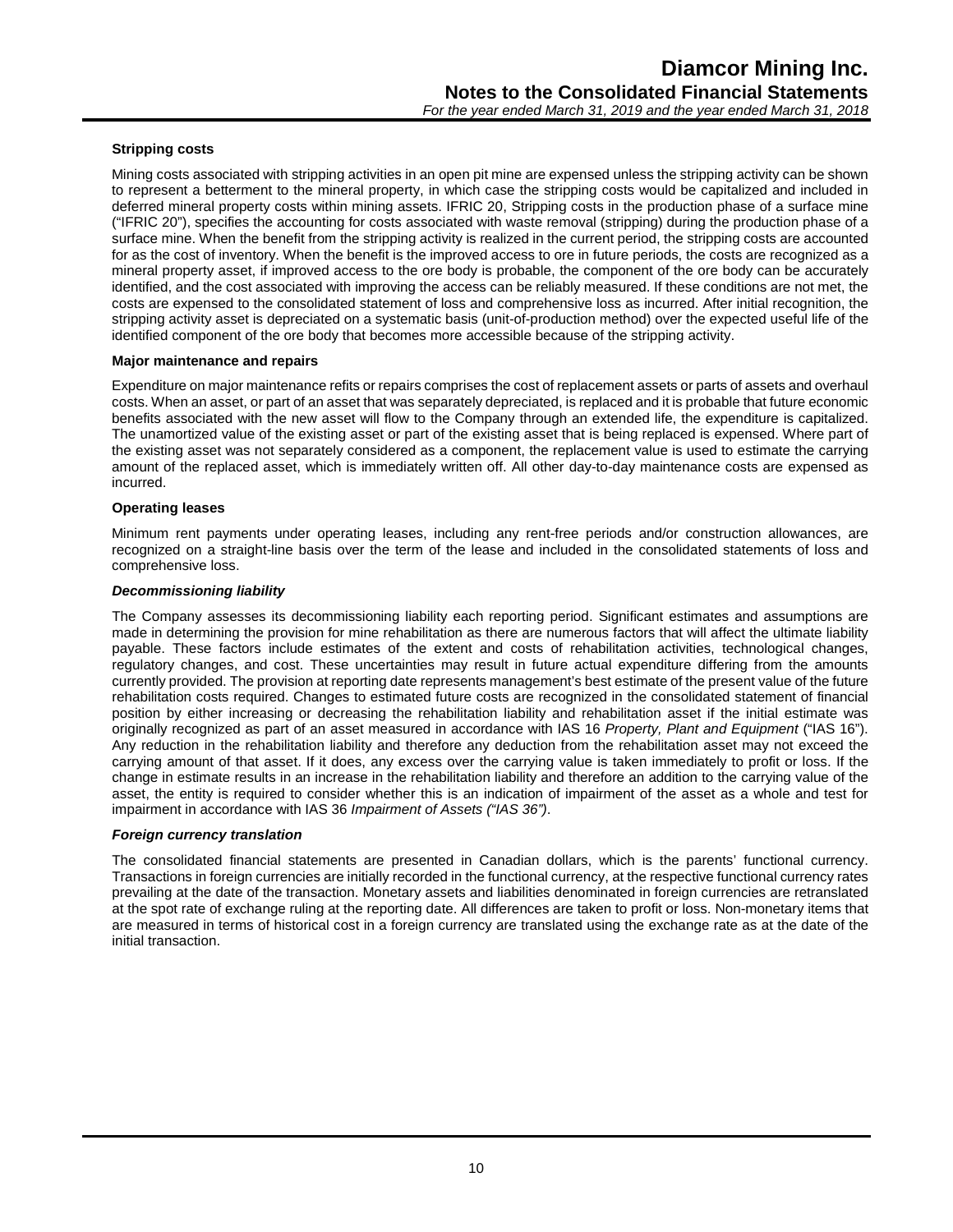**Stripping costs**

Mining costs associated with stripping activities in an open pit mine are expensed unless the stripping activity can be shown to represent a betterment to the mineral property, in which case the stripping costs would be capitalized and included in deferred mineral property costs within mining assets. IFRIC 20, Stripping costs in the production phase of a surface mine ("IFRIC 20"), specifies the accounting for costs associated with waste removal (stripping) during the production phase of a surface mine. When the benefit from the stripping activity is realized in the current period, the stripping costs are accounted for as the cost of inventory. When the benefit is the improved access to ore in future periods, the costs are recognized as a mineral property asset, if improved access to the ore body is probable, the component of the ore body can be accurately identified, and the cost associated with improving the access can be reliably measured. If these conditions are not met, the costs are expensed to the consolidated statement of loss and comprehensive loss as incurred. After initial recognition, the stripping activity asset is depreciated on a systematic basis (unit-of-production method) over the expected useful life of the identified component of the ore body that becomes more accessible because of the stripping activity.

**Major maintenance and repairs**

Expenditure on major maintenance refits or repairs comprises the cost of replacement assets or parts of assets and overhaul costs. When an asset, or part of an asset that was separately depreciated, is replaced and it is probable that future economic benefits associated with the new asset will flow to the Company through an extended life, the expenditure is capitalized. The unamortized value of the existing asset or part of the existing asset that is being replaced is expensed. Where part of the existing asset was not separately considered as a component, the replacement value is used to estimate the carrying amount of the replaced asset, which is immediately written off. All other day-to-day maintenance costs are expensed as incurred.

**Operating leases**

Minimum rent payments under operating leases, including any rent-free periods and/or construction allowances, are recognized on a straight-line basis over the term of the lease and included in the consolidated statements of loss and comprehensive loss.

***Decommissioning liability***

The Company assesses its decommissioning liability each reporting period. Significant estimates and assumptions are made in determining the provision for mine rehabilitation as there are numerous factors that will affect the ultimate liability payable. These factors include estimates of the extent and costs of rehabilitation activities, technological changes, regulatory changes, and cost. These uncertainties may result in future actual expenditure differing from the amounts currently provided. The provision at reporting date represents management's best estimate of the present value of the future rehabilitation costs required. Changes to estimated future costs are recognized in the consolidated statement of financial position by either increasing or decreasing the rehabilitation liability and rehabilitation asset if the initial estimate was originally recognized as part of an asset measured in accordance with IAS 16 *Property, Plant and Equipment* ("IAS 16"). Any reduction in the rehabilitation liability and therefore any deduction from the rehabilitation asset may not exceed the carrying amount of that asset. If it does, any excess over the carrying value is taken immediately to profit or loss. If the change in estimate results in an increase in the rehabilitation liability and therefore an addition to the carrying value of the asset, the entity is required to consider whether this is an indication of impairment of the asset as a whole and test for impairment in accordance with IAS 36 *Impairment of Assets ("IAS 36")*.

***Foreign currency translation***

The consolidated financial statements are presented in Canadian dollars, which is the parents' functional currency. Transactions in foreign currencies are initially recorded in the functional currency, at the respective functional currency rates prevailing at the date of the transaction. Monetary assets and liabilities denominated in foreign currencies are retranslated at the spot rate of exchange ruling at the reporting date. All differences are taken to profit or loss. Non-monetary items that are measured in terms of historical cost in a foreign currency are translated using the exchange rate as at the date of the initial transaction.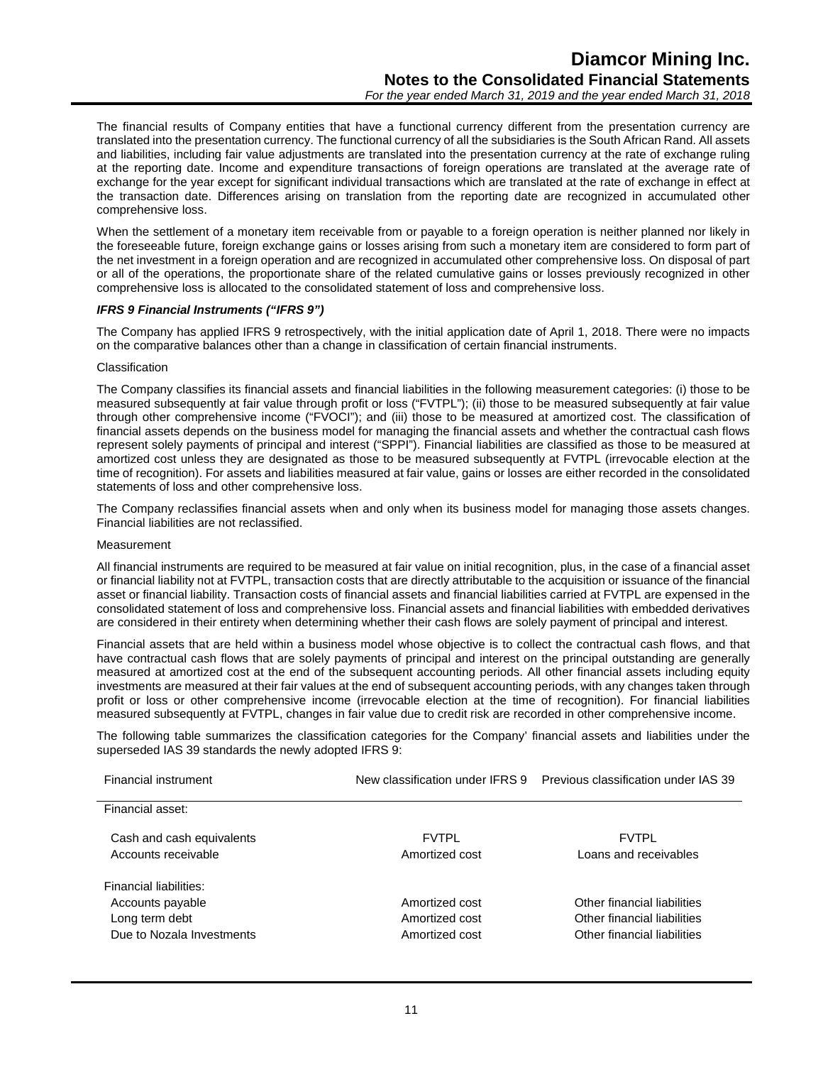The financial results of Company entities that have a functional currency different from the presentation currency are translated into the presentation currency. The functional currency of all the subsidiaries is the South African Rand. All assets and liabilities, including fair value adjustments are translated into the presentation currency at the rate of exchange ruling at the reporting date. Income and expenditure transactions of foreign operations are translated at the average rate of exchange for the year except for significant individual transactions which are translated at the rate of exchange in effect at the transaction date. Differences arising on translation from the reporting date are recognized in accumulated other comprehensive loss.

When the settlement of a monetary item receivable from or payable to a foreign operation is neither planned nor likely in the foreseeable future, foreign exchange gains or losses arising from such a monetary item are considered to form part of the net investment in a foreign operation and are recognized in accumulated other comprehensive loss. On disposal of part or all of the operations, the proportionate share of the related cumulative gains or losses previously recognized in other comprehensive loss is allocated to the consolidated statement of loss and comprehensive loss.

***IFRS 9 Financial Instruments ("IFRS 9")***

The Company has applied IFRS 9 retrospectively, with the initial application date of April 1, 2018. There were no impacts on the comparative balances other than a change in classification of certain financial instruments.

Classification

The Company classifies its financial assets and financial liabilities in the following measurement categories: (i) those to be measured subsequently at fair value through profit or loss ("FVTPL"); (ii) those to be measured subsequently at fair value through other comprehensive income ("FVOCI"); and (iii) those to be measured at amortized cost. The classification of financial assets depends on the business model for managing the financial assets and whether the contractual cash flows represent solely payments of principal and interest ("SPPI"). Financial liabilities are classified as those to be measured at amortized cost unless they are designated as those to be measured subsequently at FVTPL (irrevocable election at the time of recognition). For assets and liabilities measured at fair value, gains or losses are either recorded in the consolidated statements of loss and other comprehensive loss.

The Company reclassifies financial assets when and only when its business model for managing those assets changes. Financial liabilities are not reclassified.

Measurement

All financial instruments are required to be measured at fair value on initial recognition, plus, in the case of a financial asset or financial liability not at FVTPL, transaction costs that are directly attributable to the acquisition or issuance of the financial asset or financial liability. Transaction costs of financial assets and financial liabilities carried at FVTPL are expensed in the consolidated statement of loss and comprehensive loss. Financial assets and financial liabilities with embedded derivatives are considered in their entirety when determining whether their cash flows are solely payment of principal and interest.

Financial assets that are held within a business model whose objective is to collect the contractual cash flows, and that have contractual cash flows that are solely payments of principal and interest on the principal outstanding are generally measured at amortized cost at the end of the subsequent accounting periods. All other financial assets including equity investments are measured at their fair values at the end of subsequent accounting periods, with any changes taken through profit or loss or other comprehensive income (irrevocable election at the time of recognition). For financial liabilities measured subsequently at FVTPL, changes in fair value due to credit risk are recorded in other comprehensive income.

The following table summarizes the classification categories for the Company' financial assets and liabilities under the superseded IAS 39 standards the newly adopted IFRS 9:

| Financial instrument | New classification under IFRS 9 | Previous classification under IAS 39 |
|---|---|---|
| Financial asset: | | |
| Cash and cash equivalents | FVTPL | FVTPL |
| Accounts receivable | Amortized cost | Loans and receivables |
| Financial liabilities: | | |
| Accounts payable | Amortized cost | Other financial liabilities |
| Long term debt | Amortized cost | Other financial liabilities |
| Due to Nozala Investments | Amortized cost | Other financial liabilities |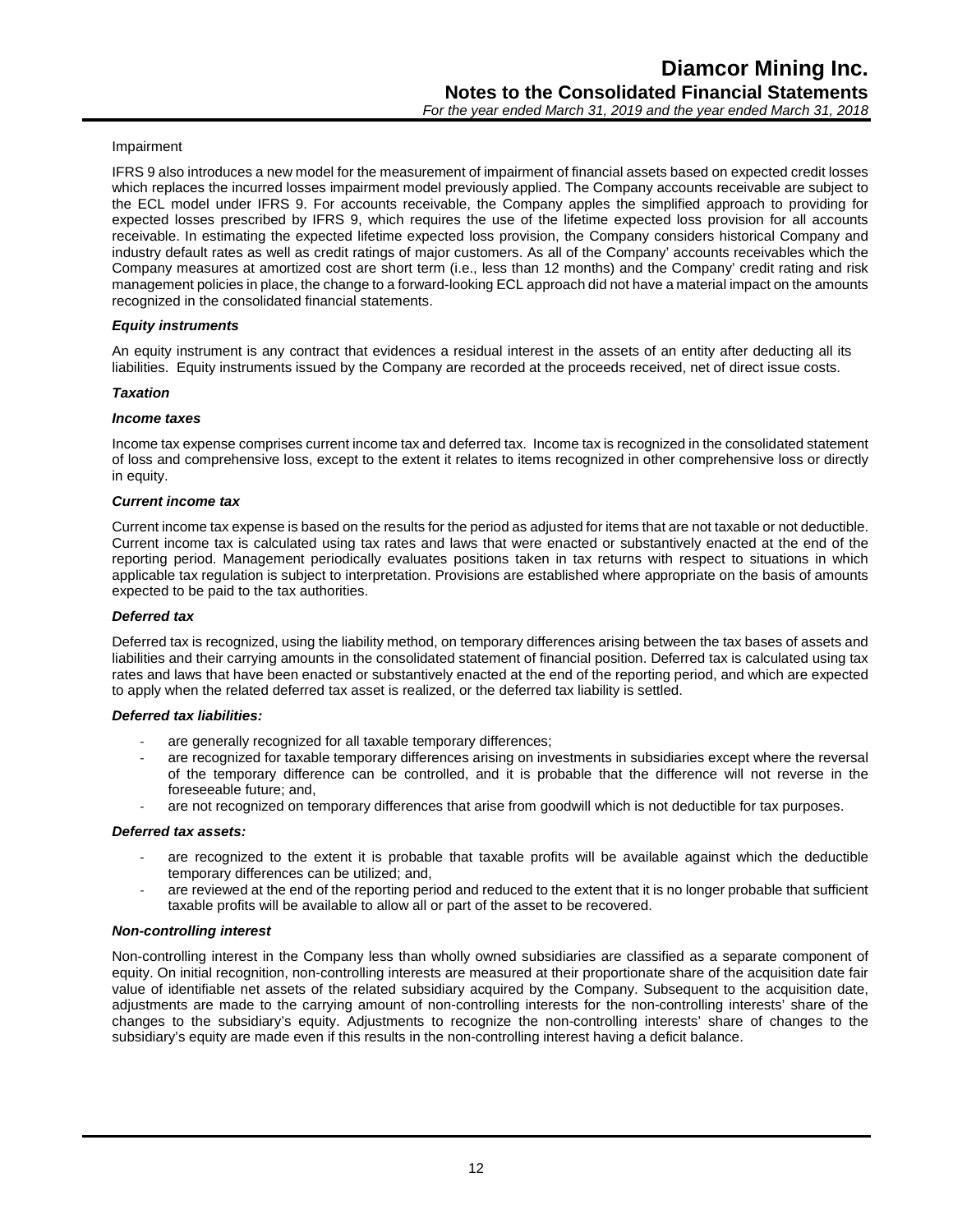Impairment

IFRS 9 also introduces a new model for the measurement of impairment of financial assets based on expected credit losses which replaces the incurred losses impairment model previously applied. The Company accounts receivable are subject to the ECL model under IFRS 9. For accounts receivable, the Company apples the simplified approach to providing for expected losses prescribed by IFRS 9, which requires the use of the lifetime expected loss provision for all accounts receivable. In estimating the expected lifetime expected loss provision, the Company considers historical Company and industry default rates as well as credit ratings of major customers. As all of the Company' accounts receivables which the Company measures at amortized cost are short term (i.e., less than 12 months) and the Company' credit rating and risk management policies in place, the change to a forward-looking ECL approach did not have a material impact on the amounts recognized in the consolidated financial statements.

***Equity instruments***

An equity instrument is any contract that evidences a residual interest in the assets of an entity after deducting all its liabilities. Equity instruments issued by the Company are recorded at the proceeds received, net of direct issue costs.

***Taxation***

***Income taxes***

Income tax expense comprises current income tax and deferred tax. Income tax is recognized in the consolidated statement of loss and comprehensive loss, except to the extent it relates to items recognized in other comprehensive loss or directly in equity.

***Current income tax***

Current income tax expense is based on the results for the period as adjusted for items that are not taxable or not deductible. Current income tax is calculated using tax rates and laws that were enacted or substantively enacted at the end of the reporting period. Management periodically evaluates positions taken in tax returns with respect to situations in which applicable tax regulation is subject to interpretation. Provisions are established where appropriate on the basis of amounts expected to be paid to the tax authorities.

***Deferred tax***

Deferred tax is recognized, using the liability method, on temporary differences arising between the tax bases of assets and liabilities and their carrying amounts in the consolidated statement of financial position. Deferred tax is calculated using tax rates and laws that have been enacted or substantively enacted at the end of the reporting period, and which are expected to apply when the related deferred tax asset is realized, or the deferred tax liability is settled.

***Deferred tax liabilities:***

- are generally recognized for all taxable temporary differences;
- are recognized for taxable temporary differences arising on investments in subsidiaries except where the reversal of the temporary difference can be controlled, and it is probable that the difference will not reverse in the foreseeable future; and,
- are not recognized on temporary differences that arise from goodwill which is not deductible for tax purposes.

***Deferred tax assets:***

- are recognized to the extent it is probable that taxable profits will be available against which the deductible temporary differences can be utilized; and,
- are reviewed at the end of the reporting period and reduced to the extent that it is no longer probable that sufficient taxable profits will be available to allow all or part of the asset to be recovered.

***Non-controlling interest***

Non-controlling interest in the Company less than wholly owned subsidiaries are classified as a separate component of equity. On initial recognition, non-controlling interests are measured at their proportionate share of the acquisition date fair value of identifiable net assets of the related subsidiary acquired by the Company. Subsequent to the acquisition date, adjustments are made to the carrying amount of non-controlling interests for the non-controlling interests' share of the changes to the subsidiary's equity. Adjustments to recognize the non-controlling interests' share of changes to the subsidiary's equity are made even if this results in the non-controlling interest having a deficit balance.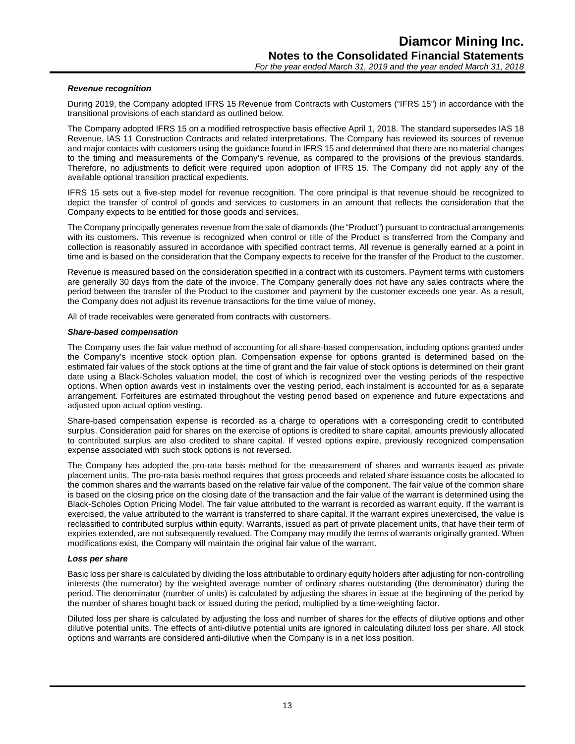### *Revenue recognition*

During 2019, the Company adopted IFRS 15 Revenue from Contracts with Customers ("IFRS 15") in accordance with the transitional provisions of each standard as outlined below.

The Company adopted IFRS 15 on a modified retrospective basis effective April 1, 2018. The standard supersedes IAS 18 Revenue, IAS 11 Construction Contracts and related interpretations. The Company has reviewed its sources of revenue and major contacts with customers using the guidance found in IFRS 15 and determined that there are no material changes to the timing and measurements of the Company's revenue, as compared to the provisions of the previous standards. Therefore, no adjustments to deficit were required upon adoption of IFRS 15. The Company did not apply any of the available optional transition practical expedients.

IFRS 15 sets out a five-step model for revenue recognition. The core principal is that revenue should be recognized to depict the transfer of control of goods and services to customers in an amount that reflects the consideration that the Company expects to be entitled for those goods and services.

The Company principally generates revenue from the sale of diamonds (the "Product") pursuant to contractual arrangements with its customers. This revenue is recognized when control or title of the Product is transferred from the Company and collection is reasonably assured in accordance with specified contract terms. All revenue is generally earned at a point in time and is based on the consideration that the Company expects to receive for the transfer of the Product to the customer.

Revenue is measured based on the consideration specified in a contract with its customers. Payment terms with customers are generally 30 days from the date of the invoice. The Company generally does not have any sales contracts where the period between the transfer of the Product to the customer and payment by the customer exceeds one year. As a result, the Company does not adjust its revenue transactions for the time value of money.

All of trade receivables were generated from contracts with customers.

### *Share-based compensation*

The Company uses the fair value method of accounting for all share-based compensation, including options granted under the Company's incentive stock option plan. Compensation expense for options granted is determined based on the estimated fair values of the stock options at the time of grant and the fair value of stock options is determined on their grant date using a Black-Scholes valuation model, the cost of which is recognized over the vesting periods of the respective options. When option awards vest in instalments over the vesting period, each instalment is accounted for as a separate arrangement. Forfeitures are estimated throughout the vesting period based on experience and future expectations and adjusted upon actual option vesting.

Share-based compensation expense is recorded as a charge to operations with a corresponding credit to contributed surplus. Consideration paid for shares on the exercise of options is credited to share capital, amounts previously allocated to contributed surplus are also credited to share capital. If vested options expire, previously recognized compensation expense associated with such stock options is not reversed.

The Company has adopted the pro-rata basis method for the measurement of shares and warrants issued as private placement units. The pro-rata basis method requires that gross proceeds and related share issuance costs be allocated to the common shares and the warrants based on the relative fair value of the component. The fair value of the common share is based on the closing price on the closing date of the transaction and the fair value of the warrant is determined using the Black-Scholes Option Pricing Model. The fair value attributed to the warrant is recorded as warrant equity. If the warrant is exercised, the value attributed to the warrant is transferred to share capital. If the warrant expires unexercised, the value is reclassified to contributed surplus within equity. Warrants, issued as part of private placement units, that have their term of expiries extended, are not subsequently revalued. The Company may modify the terms of warrants originally granted. When modifications exist, the Company will maintain the original fair value of the warrant.

### *Loss per share*

Basic loss per share is calculated by dividing the loss attributable to ordinary equity holders after adjusting for non-controlling interests (the numerator) by the weighted average number of ordinary shares outstanding (the denominator) during the period. The denominator (number of units) is calculated by adjusting the shares in issue at the beginning of the period by the number of shares bought back or issued during the period, multiplied by a time-weighting factor.

Diluted loss per share is calculated by adjusting the loss and number of shares for the effects of dilutive options and other dilutive potential units. The effects of anti-dilutive potential units are ignored in calculating diluted loss per share. All stock options and warrants are considered anti-dilutive when the Company is in a net loss position.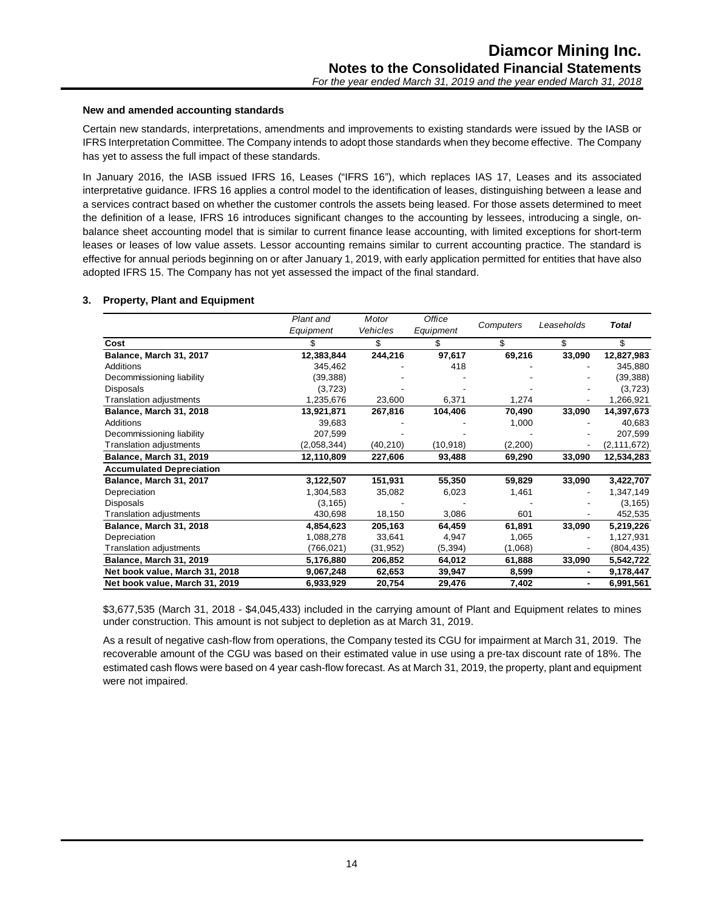### New and amended accounting standards

Certain new standards, interpretations, amendments and improvements to existing standards were issued by the IASB or IFRS Interpretation Committee. The Company intends to adopt those standards when they become effective. The Company has yet to assess the full impact of these standards.

In January 2016, the IASB issued IFRS 16, Leases ("IFRS 16"), which replaces IAS 17, Leases and its associated interpretative guidance. IFRS 16 applies a control model to the identification of leases, distinguishing between a lease and a services contract based on whether the customer controls the assets being leased. For those assets determined to meet the definition of a lease, IFRS 16 introduces significant changes to the accounting by lessees, introducing a single, on-balance sheet accounting model that is similar to current finance lease accounting, with limited exceptions for short-term leases or leases of low value assets. Lessor accounting remains similar to current accounting practice. The standard is effective for annual periods beginning on or after January 1, 2019, with early application permitted for entities that have also adopted IFRS 15. The Company has not yet assessed the impact of the final standard.

## 3. Property, Plant and Equipment

| | *Plant and Equipment* | *Motor Vehicles* | *Office Equipment* | *Computers* | *Leaseholds* | ***Total*** |
|---|---|---|---|---|---|---|
| **Cost** | $ | $ | $ | $ | $ | $ |
| **Balance, March 31, 2017** | **12,383,844** | **244,216** | **97,617** | **69,216** | **33,090** | **12,827,983** |
| Additions | 345,462 | - | 418 | - | - | 345,880 |
| Decommissioning liability | (39,388) | - | - | - | - | (39,388) |
| Disposals | (3,723) | - | - | - | - | (3,723) |
| Translation adjustments | 1,235,676 | 23,600 | 6,371 | 1,274 | - | 1,266,921 |
| **Balance, March 31, 2018** | **13,921,871** | **267,816** | **104,406** | **70,490** | **33,090** | **14,397,673** |
| Additions | 39,683 | - | - | 1,000 | - | 40,683 |
| Decommissioning liability | 207,599 | - | - | - | - | 207,599 |
| Translation adjustments | (2,058,344) | (40,210) | (10,918) | (2,200) | - | (2,111,672) |
| **Balance, March 31, 2019** | **12,110,809** | **227,606** | **93,488** | **69,290** | **33,090** | **12,534,283** |
| **Accumulated Depreciation** | | | | | | |
| **Balance, March 31, 2017** | **3,122,507** | **151,931** | **55,350** | **59,829** | **33,090** | **3,422,707** |
| Depreciation | 1,304,583 | 35,082 | 6,023 | 1,461 | - | 1,347,149 |
| Disposals | (3,165) | - | - | - | - | (3,165) |
| Translation adjustments | 430,698 | 18,150 | 3,086 | 601 | - | 452,535 |
| **Balance, March 31, 2018** | **4,854,623** | **205,163** | **64,459** | **61,891** | **33,090** | **5,219,226** |
| Depreciation | 1,088,278 | 33,641 | 4,947 | 1,065 | - | 1,127,931 |
| Translation adjustments | (766,021) | (31,952) | (5,394) | (1,068) | - | (804,435) |
| **Balance, March 31, 2019** | **5,176,880** | **206,852** | **64,012** | **61,888** | **33,090** | **5,542,722** |
| **Net book value, March 31, 2018** | **9,067,248** | **62,653** | **39,947** | **8,599** | **-** | **9,178,447** |
| **Net book value, March 31, 2019** | **6,933,929** | **20,754** | **29,476** | **7,402** | **-** | **6,991,561** |

$3,677,535 (March 31, 2018 - $4,045,433) included in the carrying amount of Plant and Equipment relates to mines under construction. This amount is not subject to depletion as at March 31, 2019.

As a result of negative cash-flow from operations, the Company tested its CGU for impairment at March 31, 2019. The recoverable amount of the CGU was based on their estimated value in use using a pre-tax discount rate of 18%. The estimated cash flows were based on 4 year cash-flow forecast. As at March 31, 2019, the property, plant and equipment were not impaired.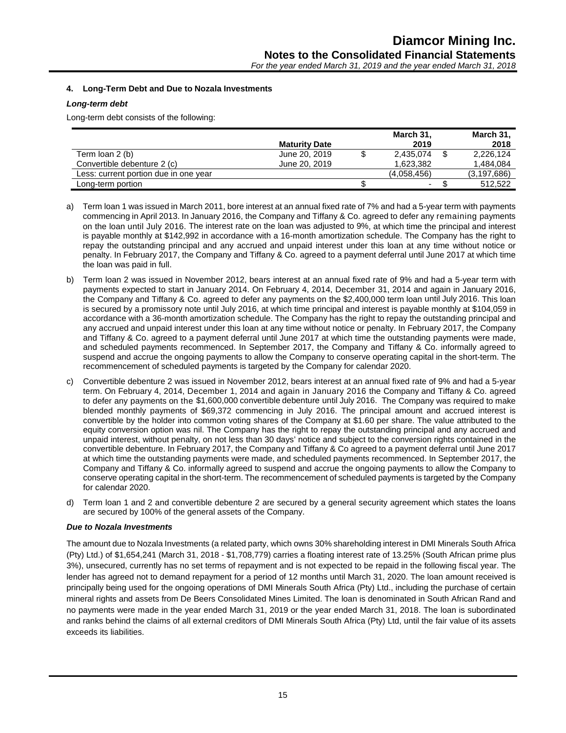## 4. Long-Term Debt and Due to Nozala Investments

### *Long-term debt*

Long-term debt consists of the following:

| | Maturity Date | | March 31, 2019 | | March 31, 2018 |
|---|---|---|---|---|---|
| Term loan 2 (b) | June 20, 2019 | $ | 2,435,074 | $ | 2,226,124 |
| Convertible debenture 2 (c) | June 20, 2019 | | 1,623,382 | | 1,484,084 |
| Less: current portion due in one year | | | (4,058,456) | | (3,197,686) |
| Long-term portion | | $ | - | $ | 512,522 |

a) Term loan 1 was issued in March 2011, bore interest at an annual fixed rate of 7% and had a 5-year term with payments commencing in April 2013. In January 2016, the Company and Tiffany & Co. agreed to defer any remaining payments on the loan until July 2016. The interest rate on the loan was adjusted to 9%, at which time the principal and interest is payable monthly at $142,992 in accordance with a 16-month amortization schedule. The Company has the right to repay the outstanding principal and any accrued and unpaid interest under this loan at any time without notice or penalty. In February 2017, the Company and Tiffany & Co. agreed to a payment deferral until June 2017 at which time the loan was paid in full.

b) Term loan 2 was issued in November 2012, bears interest at an annual fixed rate of 9% and had a 5-year term with payments expected to start in January 2014. On February 4, 2014, December 31, 2014 and again in January 2016, the Company and Tiffany & Co. agreed to defer any payments on the $2,400,000 term loan until July 2016. This loan is secured by a promissory note until July 2016, at which time principal and interest is payable monthly at $104,059 in accordance with a 36-month amortization schedule. The Company has the right to repay the outstanding principal and any accrued and unpaid interest under this loan at any time without notice or penalty. In February 2017, the Company and Tiffany & Co. agreed to a payment deferral until June 2017 at which time the outstanding payments were made, and scheduled payments recommenced. In September 2017, the Company and Tiffany & Co. informally agreed to suspend and accrue the ongoing payments to allow the Company to conserve operating capital in the short-term. The recommencement of scheduled payments is targeted by the Company for calendar 2020.

c) Convertible debenture 2 was issued in November 2012, bears interest at an annual fixed rate of 9% and had a 5-year term. On February 4, 2014, December 1, 2014 and again in January 2016 the Company and Tiffany & Co. agreed to defer any payments on the $1,600,000 convertible debenture until July 2016. The Company was required to make blended monthly payments of $69,372 commencing in July 2016. The principal amount and accrued interest is convertible by the holder into common voting shares of the Company at $1.60 per share. The value attributed to the equity conversion option was nil. The Company has the right to repay the outstanding principal and any accrued and unpaid interest, without penalty, on not less than 30 days' notice and subject to the conversion rights contained in the convertible debenture. In February 2017, the Company and Tiffany & Co agreed to a payment deferral until June 2017 at which time the outstanding payments were made, and scheduled payments recommenced. In September 2017, the Company and Tiffany & Co. informally agreed to suspend and accrue the ongoing payments to allow the Company to conserve operating capital in the short-term. The recommencement of scheduled payments is targeted by the Company for calendar 2020.

d) Term loan 1 and 2 and convertible debenture 2 are secured by a general security agreement which states the loans are secured by 100% of the general assets of the Company.

### *Due to Nozala Investments*

The amount due to Nozala Investments (a related party, which owns 30% shareholding interest in DMI Minerals South Africa (Pty) Ltd.) of $1,654,241 (March 31, 2018 - $1,708,779) carries a floating interest rate of 13.25% (South African prime plus 3%), unsecured, currently has no set terms of repayment and is not expected to be repaid in the following fiscal year. The lender has agreed not to demand repayment for a period of 12 months until March 31, 2020. The loan amount received is principally being used for the ongoing operations of DMI Minerals South Africa (Pty) Ltd., including the purchase of certain mineral rights and assets from De Beers Consolidated Mines Limited. The loan is denominated in South African Rand and no payments were made in the year ended March 31, 2019 or the year ended March 31, 2018. The loan is subordinated and ranks behind the claims of all external creditors of DMI Minerals South Africa (Pty) Ltd, until the fair value of its assets exceeds its liabilities.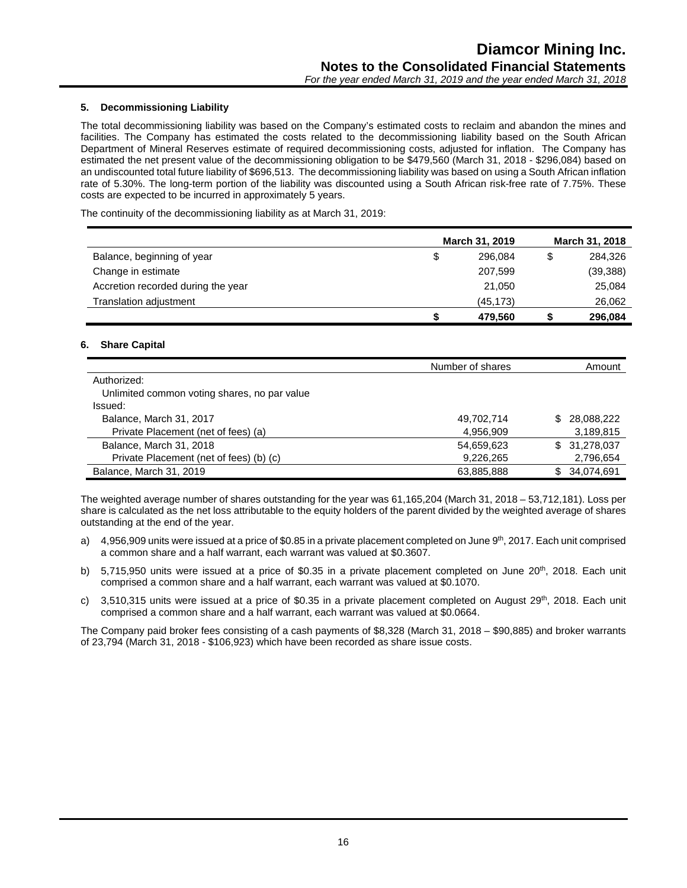## 5. Decommissioning Liability

The total decommissioning liability was based on the Company's estimated costs to reclaim and abandon the mines and facilities. The Company has estimated the costs related to the decommissioning liability based on the South African Department of Mineral Reserves estimate of required decommissioning costs, adjusted for inflation. The Company has estimated the net present value of the decommissioning obligation to be $479,560 (March 31, 2018 - $296,084) based on an undiscounted total future liability of $696,513. The decommissioning liability was based on using a South African inflation rate of 5.30%. The long-term portion of the liability was discounted using a South African risk-free rate of 7.75%. These costs are expected to be incurred in approximately 5 years.

The continuity of the decommissioning liability as at March 31, 2019:

| | March 31, 2019 | March 31, 2018 |
|---|---|---|
| Balance, beginning of year | $ 296,084 | $ 284,326 |
| Change in estimate | 207,599 | (39,388) |
| Accretion recorded during the year | 21,050 | 25,084 |
| Translation adjustment | (45,173) | 26,062 |
| | **$ 479,560** | **$ 296,084** |

## 6. Share Capital

| | Number of shares | Amount |
|---|---|---|
| Authorized: | | |
| Unlimited common voting shares, no par value | | |
| Issued: | | |
| Balance, March 31, 2017 | 49,702,714 | $ 28,088,222 |
| Private Placement (net of fees) (a) | 4,956,909 | 3,189,815 |
| Balance, March 31, 2018 | 54,659,623 | $ 31,278,037 |
| Private Placement (net of fees) (b) (c) | 9,226,265 | 2,796,654 |
| Balance, March 31, 2019 | 63,885,888 | $ 34,074,691 |

The weighted average number of shares outstanding for the year was 61,165,204 (March 31, 2018 – 53,712,181). Loss per share is calculated as the net loss attributable to the equity holders of the parent divided by the weighted average of shares outstanding at the end of the year.

a) 4,956,909 units were issued at a price of $0.85 in a private placement completed on June 9th, 2017. Each unit comprised a common share and a half warrant, each warrant was valued at $0.3607.

b) 5,715,950 units were issued at a price of $0.35 in a private placement completed on June 20th, 2018. Each unit comprised a common share and a half warrant, each warrant was valued at $0.1070.

c) 3,510,315 units were issued at a price of $0.35 in a private placement completed on August 29th, 2018. Each unit comprised a common share and a half warrant, each warrant was valued at $0.0664.

The Company paid broker fees consisting of a cash payments of $8,328 (March 31, 2018 – $90,885) and broker warrants of 23,794 (March 31, 2018 - $106,923) which have been recorded as share issue costs.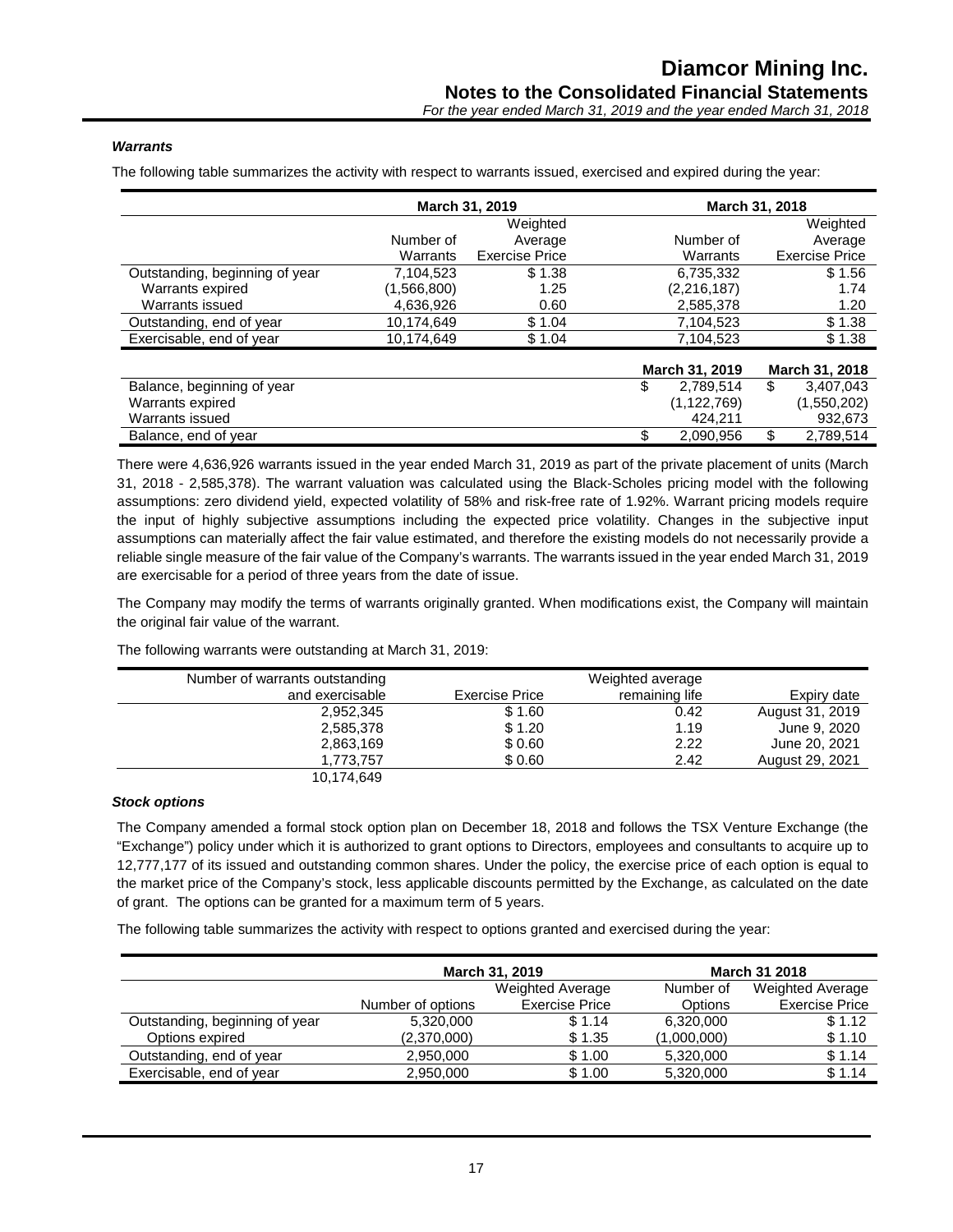### *Warrants*

The following table summarizes the activity with respect to warrants issued, exercised and expired during the year:

| | March 31, 2019 | | March 31, 2018 | |
|---|---|---|---|---|
| | Number of Warrants | Weighted Average Exercise Price | Number of Warrants | Weighted Average Exercise Price |
| Outstanding, beginning of year | 7,104,523 | $ 1.38 | 6,735,332 | $ 1.56 |
| Warrants expired | (1,566,800) | 1.25 | (2,216,187) | 1.74 |
| Warrants issued | 4,636,926 | 0.60 | 2,585,378 | 1.20 |
| Outstanding, end of year | 10,174,649 | $ 1.04 | 7,104,523 | $ 1.38 |
| Exercisable, end of year | 10,174,649 | $ 1.04 | 7,104,523 | $ 1.38 |

| | March 31, 2019 | March 31, 2018 |
|---|---|---|
| Balance, beginning of year | $ 2,789,514 | $ 3,407,043 |
| Warrants expired | (1,122,769) | (1,550,202) |
| Warrants issued | 424,211 | 932,673 |
| Balance, end of year | $ 2,090,956 | $ 2,789,514 |

There were 4,636,926 warrants issued in the year ended March 31, 2019 as part of the private placement of units (March 31, 2018 - 2,585,378). The warrant valuation was calculated using the Black-Scholes pricing model with the following assumptions: zero dividend yield, expected volatility of 58% and risk-free rate of 1.92%. Warrant pricing models require the input of highly subjective assumptions including the expected price volatility. Changes in the subjective input assumptions can materially affect the fair value estimated, and therefore the existing models do not necessarily provide a reliable single measure of the fair value of the Company's warrants. The warrants issued in the year ended March 31, 2019 are exercisable for a period of three years from the date of issue.

The Company may modify the terms of warrants originally granted. When modifications exist, the Company will maintain the original fair value of the warrant.

The following warrants were outstanding at March 31, 2019:

| Number of warrants outstanding and exercisable | Exercise Price | Weighted average remaining life | Expiry date |
|---|---|---|---|
| 2,952,345 | $ 1.60 | 0.42 | August 31, 2019 |
| 2,585,378 | $ 1.20 | 1.19 | June 9, 2020 |
| 2,863,169 | $ 0.60 | 2.22 | June 20, 2021 |
| 1,773,757 | $ 0.60 | 2.42 | August 29, 2021 |
| 10,174,649 | | | |

### *Stock options*

The Company amended a formal stock option plan on December 18, 2018 and follows the TSX Venture Exchange (the "Exchange") policy under which it is authorized to grant options to Directors, employees and consultants to acquire up to 12,777,177 of its issued and outstanding common shares. Under the policy, the exercise price of each option is equal to the market price of the Company's stock, less applicable discounts permitted by the Exchange, as calculated on the date of grant. The options can be granted for a maximum term of 5 years.

The following table summarizes the activity with respect to options granted and exercised during the year:

| | March 31, 2019 | | March 31 2018 | |
|---|---|---|---|---|
| | Number of options | Weighted Average Exercise Price | Number of Options | Weighted Average Exercise Price |
| Outstanding, beginning of year | 5,320,000 | $ 1.14 | 6,320,000 | $ 1.12 |
| Options expired | (2,370,000) | $ 1.35 | (1,000,000) | $ 1.10 |
| Outstanding, end of year | 2,950,000 | $ 1.00 | 5,320,000 | $ 1.14 |
| Exercisable, end of year | 2,950,000 | $ 1.00 | 5,320,000 | $ 1.14 |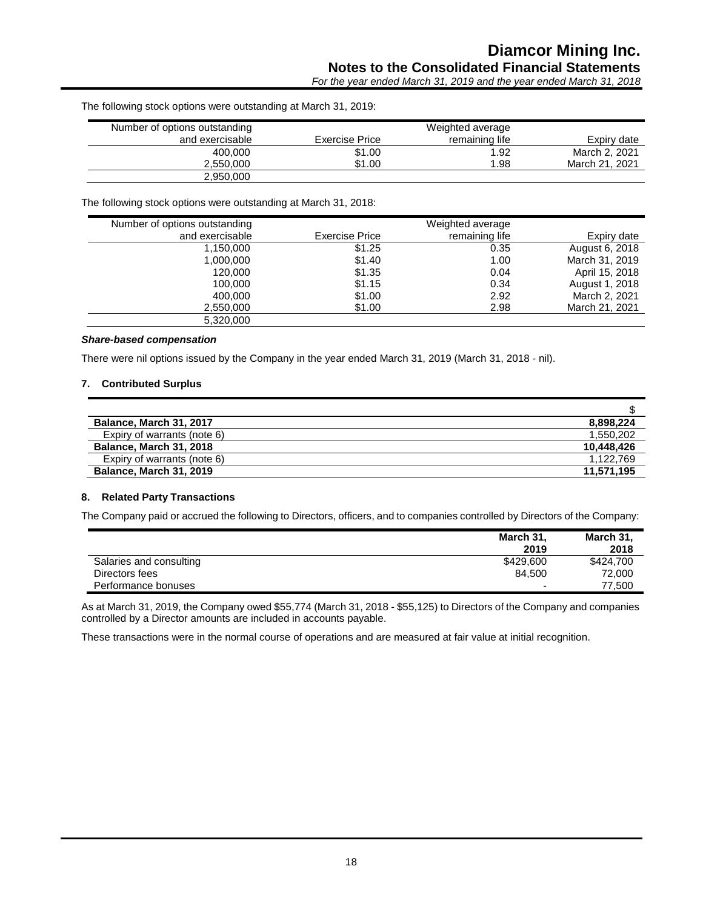The following stock options were outstanding at March 31, 2019:

| Number of options outstanding and exercisable | Exercise Price | Weighted average remaining life | Expiry date |
|---|---|---|---|
| 400,000 | $1.00 | 1.92 | March 2, 2021 |
| 2,550,000 | $1.00 | 1.98 | March 21, 2021 |
| 2,950,000 | | | |

The following stock options were outstanding at March 31, 2018:

| Number of options outstanding and exercisable | Exercise Price | Weighted average remaining life | Expiry date |
|---|---|---|---|
| 1,150,000 | $1.25 | 0.35 | August 6, 2018 |
| 1,000,000 | $1.40 | 1.00 | March 31, 2019 |
| 120,000 | $1.35 | 0.04 | April 15, 2018 |
| 100,000 | $1.15 | 0.34 | August 1, 2018 |
| 400,000 | $1.00 | 2.92 | March 2, 2021 |
| 2,550,000 | $1.00 | 2.98 | March 21, 2021 |
| 5,320,000 | | | |

***Share-based compensation***

There were nil options issued by the Company in the year ended March 31, 2019 (March 31, 2018 - nil).

## 7. Contributed Surplus

| | $ |
|---|---|
| **Balance, March 31, 2017** | **8,898,224** |
| Expiry of warrants (note 6) | 1,550,202 |
| **Balance, March 31, 2018** | **10,448,426** |
| Expiry of warrants (note 6) | 1,122,769 |
| **Balance, March 31, 2019** | **11,571,195** |

## 8. Related Party Transactions

The Company paid or accrued the following to Directors, officers, and to companies controlled by Directors of the Company:

| | **March 31, 2019** | **March 31, 2018** |
|---|---|---|
| Salaries and consulting | $429,600 | $424,700 |
| Directors fees | 84,500 | 72,000 |
| Performance bonuses | - | 77,500 |

As at March 31, 2019, the Company owed $55,774 (March 31, 2018 - $55,125) to Directors of the Company and companies controlled by a Director amounts are included in accounts payable.

These transactions were in the normal course of operations and are measured at fair value at initial recognition.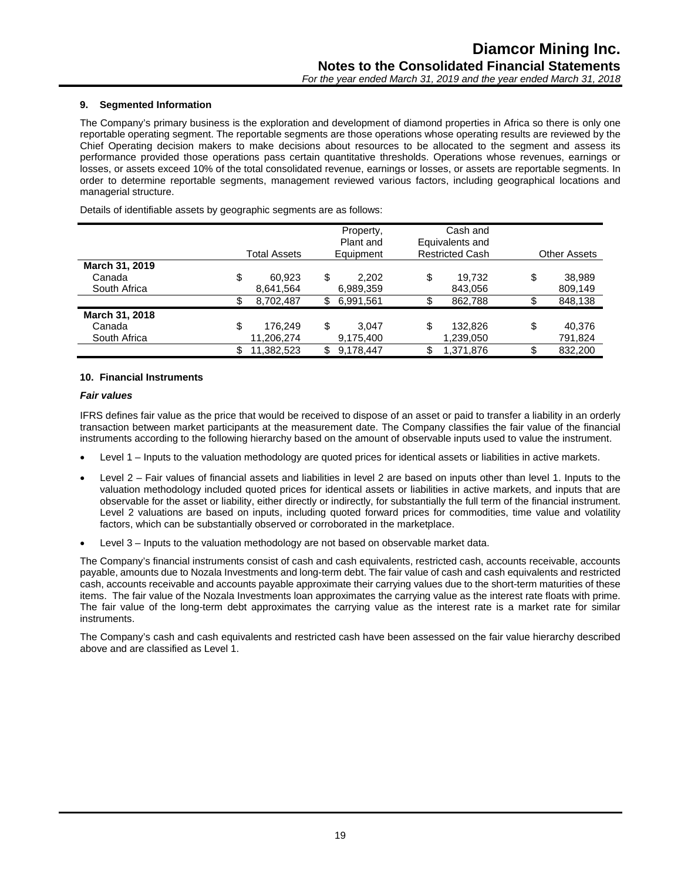### 9. Segmented Information

The Company's primary business is the exploration and development of diamond properties in Africa so there is only one reportable operating segment. The reportable segments are those operations whose operating results are reviewed by the Chief Operating decision makers to make decisions about resources to be allocated to the segment and assess its performance provided those operations pass certain quantitative thresholds. Operations whose revenues, earnings or losses, or assets exceed 10% of the total consolidated revenue, earnings or losses, or assets are reportable segments. In order to determine reportable segments, management reviewed various factors, including geographical locations and managerial structure.

Details of identifiable assets by geographic segments are as follows:

| | Total Assets | Property, Plant and Equipment | Cash and Equivalents and Restricted Cash | Other Assets |
|---|---|---|---|---|
| **March 31, 2019** | | | | |
| Canada | $ 60,923 | $ 2,202 | $ 19,732 | $ 38,989 |
| South Africa | 8,641,564 | 6,989,359 | 843,056 | 809,149 |
| | $ 8,702,487 | $ 6,991,561 | $ 862,788 | $ 848,138 |
| **March 31, 2018** | | | | |
| Canada | $ 176,249 | $ 3,047 | $ 132,826 | $ 40,376 |
| South Africa | 11,206,274 | 9,175,400 | 1,239,050 | 791,824 |
| | $ 11,382,523 | $ 9,178,447 | $ 1,371,876 | $ 832,200 |

### 10. Financial Instruments

#### *Fair values*

IFRS defines fair value as the price that would be received to dispose of an asset or paid to transfer a liability in an orderly transaction between market participants at the measurement date. The Company classifies the fair value of the financial instruments according to the following hierarchy based on the amount of observable inputs used to value the instrument.

- Level 1 – Inputs to the valuation methodology are quoted prices for identical assets or liabilities in active markets.
- Level 2 – Fair values of financial assets and liabilities in level 2 are based on inputs other than level 1. Inputs to the valuation methodology included quoted prices for identical assets or liabilities in active markets, and inputs that are observable for the asset or liability, either directly or indirectly, for substantially the full term of the financial instrument. Level 2 valuations are based on inputs, including quoted forward prices for commodities, time value and volatility factors, which can be substantially observed or corroborated in the marketplace.
- Level 3 – Inputs to the valuation methodology are not based on observable market data.

The Company's financial instruments consist of cash and cash equivalents, restricted cash, accounts receivable, accounts payable, amounts due to Nozala Investments and long-term debt. The fair value of cash and cash equivalents and restricted cash, accounts receivable and accounts payable approximate their carrying values due to the short-term maturities of these items. The fair value of the Nozala Investments loan approximates the carrying value as the interest rate floats with prime. The fair value of the long-term debt approximates the carrying value as the interest rate is a market rate for similar instruments.

The Company's cash and cash equivalents and restricted cash have been assessed on the fair value hierarchy described above and are classified as Level 1.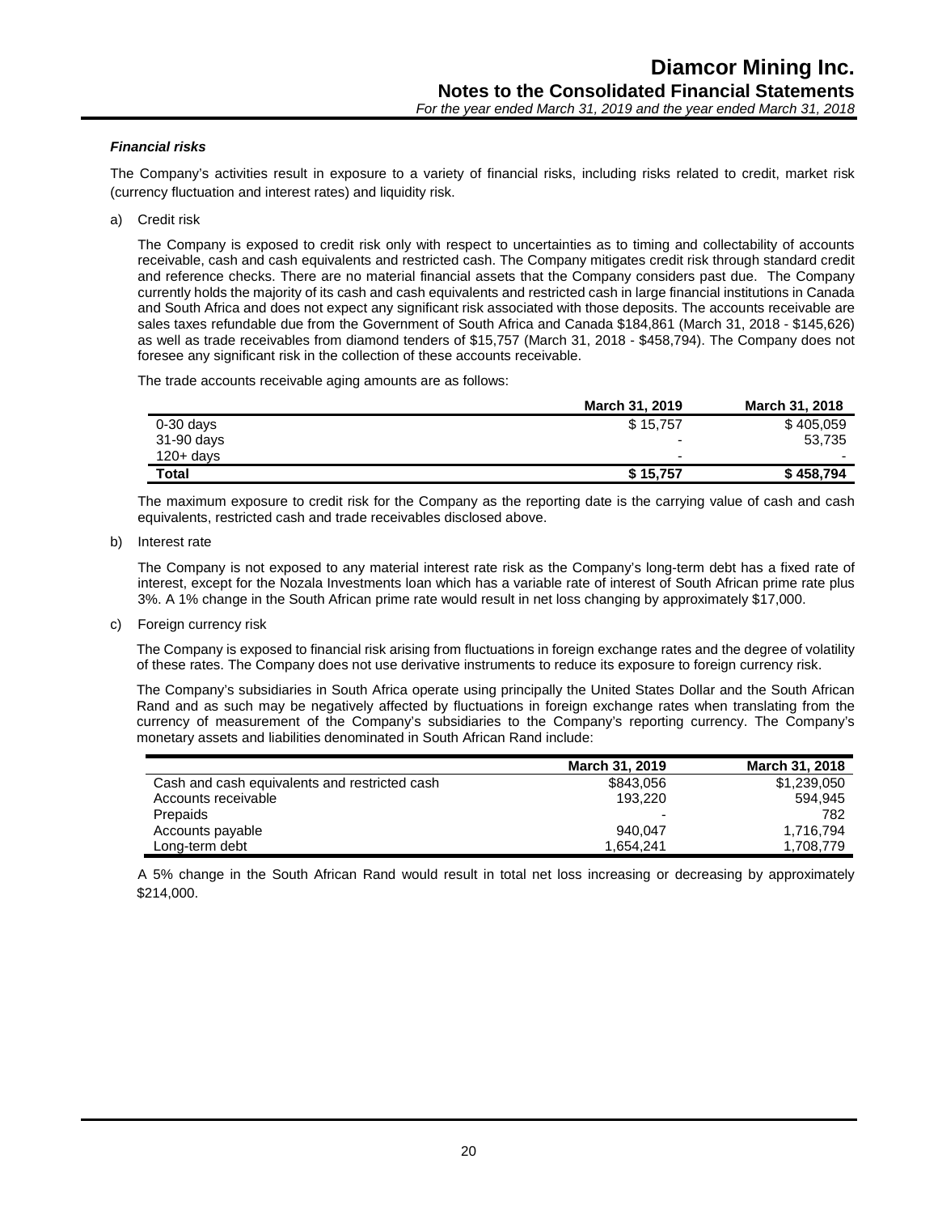### *Financial risks*

The Company's activities result in exposure to a variety of financial risks, including risks related to credit, market risk (currency fluctuation and interest rates) and liquidity risk.

a) Credit risk

The Company is exposed to credit risk only with respect to uncertainties as to timing and collectability of accounts receivable, cash and cash equivalents and restricted cash. The Company mitigates credit risk through standard credit and reference checks. There are no material financial assets that the Company considers past due. The Company currently holds the majority of its cash and cash equivalents and restricted cash in large financial institutions in Canada and South Africa and does not expect any significant risk associated with those deposits. The accounts receivable are sales taxes refundable due from the Government of South Africa and Canada $184,861 (March 31, 2018 - $145,626) as well as trade receivables from diamond tenders of $15,757 (March 31, 2018 - $458,794). The Company does not foresee any significant risk in the collection of these accounts receivable.

The trade accounts receivable aging amounts are as follows:

| | March 31, 2019 | March 31, 2018 |
|---|---|---|
| 0-30 days | $ 15,757 | $ 405,059 |
| 31-90 days | - | 53,735 |
| 120+ days | - | - |
| **Total** | **$ 15,757** | **$ 458,794** |

The maximum exposure to credit risk for the Company as the reporting date is the carrying value of cash and cash equivalents, restricted cash and trade receivables disclosed above.

b) Interest rate

The Company is not exposed to any material interest rate risk as the Company's long-term debt has a fixed rate of interest, except for the Nozala Investments loan which has a variable rate of interest of South African prime rate plus 3%. A 1% change in the South African prime rate would result in net loss changing by approximately $17,000.

c) Foreign currency risk

The Company is exposed to financial risk arising from fluctuations in foreign exchange rates and the degree of volatility of these rates. The Company does not use derivative instruments to reduce its exposure to foreign currency risk.

The Company's subsidiaries in South Africa operate using principally the United States Dollar and the South African Rand and as such may be negatively affected by fluctuations in foreign exchange rates when translating from the currency of measurement of the Company's subsidiaries to the Company's reporting currency. The Company's monetary assets and liabilities denominated in South African Rand include:

| | March 31, 2019 | March 31, 2018 |
|---|---|---|
| Cash and cash equivalents and restricted cash | $843,056 | $1,239,050 |
| Accounts receivable | 193,220 | 594,945 |
| Prepaids | - | 782 |
| Accounts payable | 940,047 | 1,716,794 |
| Long-term debt | 1,654,241 | 1,708,779 |

A 5% change in the South African Rand would result in total net loss increasing or decreasing by approximately $214,000.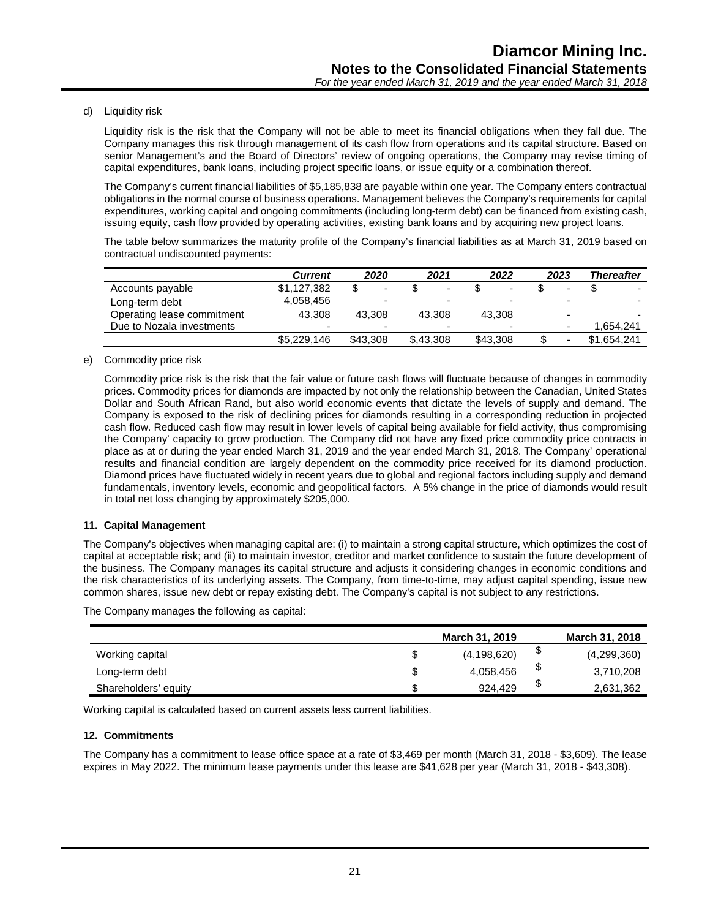d) Liquidity risk

Liquidity risk is the risk that the Company will not be able to meet its financial obligations when they fall due. The Company manages this risk through management of its cash flow from operations and its capital structure. Based on senior Management's and the Board of Directors' review of ongoing operations, the Company may revise timing of capital expenditures, bank loans, including project specific loans, or issue equity or a combination thereof.

The Company's current financial liabilities of $5,185,838 are payable within one year. The Company enters contractual obligations in the normal course of business operations. Management believes the Company's requirements for capital expenditures, working capital and ongoing commitments (including long-term debt) can be financed from existing cash, issuing equity, cash flow provided by operating activities, existing bank loans and by acquiring new project loans.

The table below summarizes the maturity profile of the Company's financial liabilities as at March 31, 2019 based on contractual undiscounted payments:

| | *Current* | *2020* | *2021* | *2022* | *2023* | *Thereafter* |
|---|---|---|---|---|---|---|
| Accounts payable | $1,127,382 | $ - | $ - | $ - | $ - | $ - |
| Long-term debt | 4,058,456 | - | - | - | - | - |
| Operating lease commitment | 43,308 | 43,308 | 43,308 | 43,308 | - | - |
| Due to Nozala investments | - | - | - | - | - | 1,654,241 |
| | $5,229,146 | $43,308 | $,43,308 | $43,308 | $ - | $1,654,241 |

e) Commodity price risk

Commodity price risk is the risk that the fair value or future cash flows will fluctuate because of changes in commodity prices. Commodity prices for diamonds are impacted by not only the relationship between the Canadian, United States Dollar and South African Rand, but also world economic events that dictate the levels of supply and demand. The Company is exposed to the risk of declining prices for diamonds resulting in a corresponding reduction in projected cash flow. Reduced cash flow may result in lower levels of capital being available for field activity, thus compromising the Company' capacity to grow production. The Company did not have any fixed price commodity price contracts in place as at or during the year ended March 31, 2019 and the year ended March 31, 2018. The Company' operational results and financial condition are largely dependent on the commodity price received for its diamond production. Diamond prices have fluctuated widely in recent years due to global and regional factors including supply and demand fundamentals, inventory levels, economic and geopolitical factors. A 5% change in the price of diamonds would result in total net loss changing by approximately $205,000.

**11. Capital Management**

The Company's objectives when managing capital are: (i) to maintain a strong capital structure, which optimizes the cost of capital at acceptable risk; and (ii) to maintain investor, creditor and market confidence to sustain the future development of the business. The Company manages its capital structure and adjusts it considering changes in economic conditions and the risk characteristics of its underlying assets. The Company, from time-to-time, may adjust capital spending, issue new common shares, issue new debt or repay existing debt. The Company's capital is not subject to any restrictions.

The Company manages the following as capital:

| | **March 31, 2019** | **March 31, 2018** |
|---|---|---|
| Working capital | $ (4,198,620) | $ (4,299,360) |
| Long-term debt | $ 4,058,456 | $ 3,710,208 |
| Shareholders' equity | $ 924,429 | $ 2,631,362 |

Working capital is calculated based on current assets less current liabilities.

**12. Commitments**

The Company has a commitment to lease office space at a rate of $3,469 per month (March 31, 2018 - $3,609). The lease expires in May 2022. The minimum lease payments under this lease are $41,628 per year (March 31, 2018 - $43,308).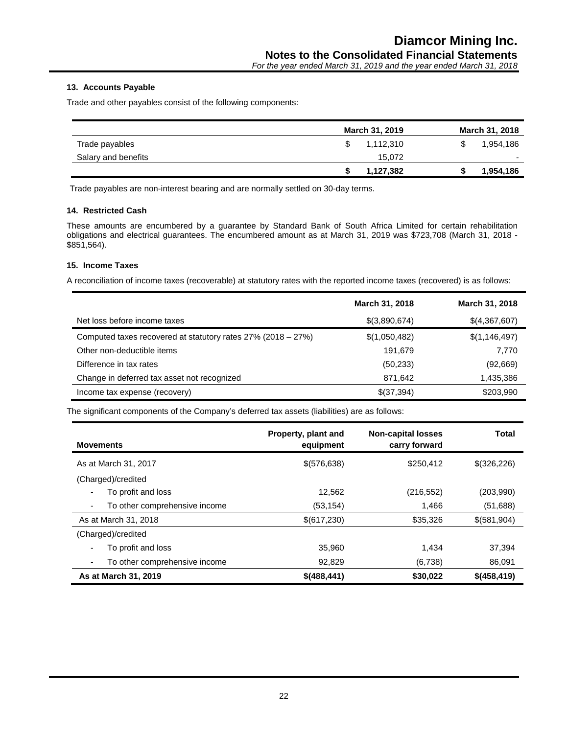### 13. Accounts Payable

Trade and other payables consist of the following components:

| | March 31, 2019 | March 31, 2018 |
|---|---|---|
| Trade payables | $ 1,112,310 | $ 1,954,186 |
| Salary and benefits | 15,072 | - |
| | **$ 1,127,382** | **$ 1,954,186** |

Trade payables are non-interest bearing and are normally settled on 30-day terms.

### 14. Restricted Cash

These amounts are encumbered by a guarantee by Standard Bank of South Africa Limited for certain rehabilitation obligations and electrical guarantees. The encumbered amount as at March 31, 2019 was $723,708 (March 31, 2018 - $851,564).

### 15. Income Taxes

A reconciliation of income taxes (recoverable) at statutory rates with the reported income taxes (recovered) is as follows:

| | March 31, 2018 | March 31, 2018 |
|---|---|---|
| Net loss before income taxes | $(3,890,674) | $(4,367,607) |
| Computed taxes recovered at statutory rates 27% (2018 – 27%) | $(1,050,482) | $(1,146,497) |
| Other non-deductible items | 191,679 | 7,770 |
| Difference in tax rates | (50,233) | (92,669) |
| Change in deferred tax asset not recognized | 871,642 | 1,435,386 |
| Income tax expense (recovery) | $(37,394) | $203,990 |

The significant components of the Company's deferred tax assets (liabilities) are as follows:

| Movements | Property, plant and equipment | Non-capital losses carry forward | Total |
|---|---|---|---|
| As at March 31, 2017 | $(576,638) | $250,412 | $(326,226) |
| (Charged)/credited | | | |
| - To profit and loss | 12,562 | (216,552) | (203,990) |
| - To other comprehensive income | (53,154) | 1,466 | (51,688) |
| As at March 31, 2018 | $(617,230) | $35,326 | $(581,904) |
| (Charged)/credited | | | |
| - To profit and loss | 35,960 | 1,434 | 37,394 |
| - To other comprehensive income | 92,829 | (6,738) | 86,091 |
| **As at March 31, 2019** | **$(488,441)** | **$30,022** | **$(458,419)** |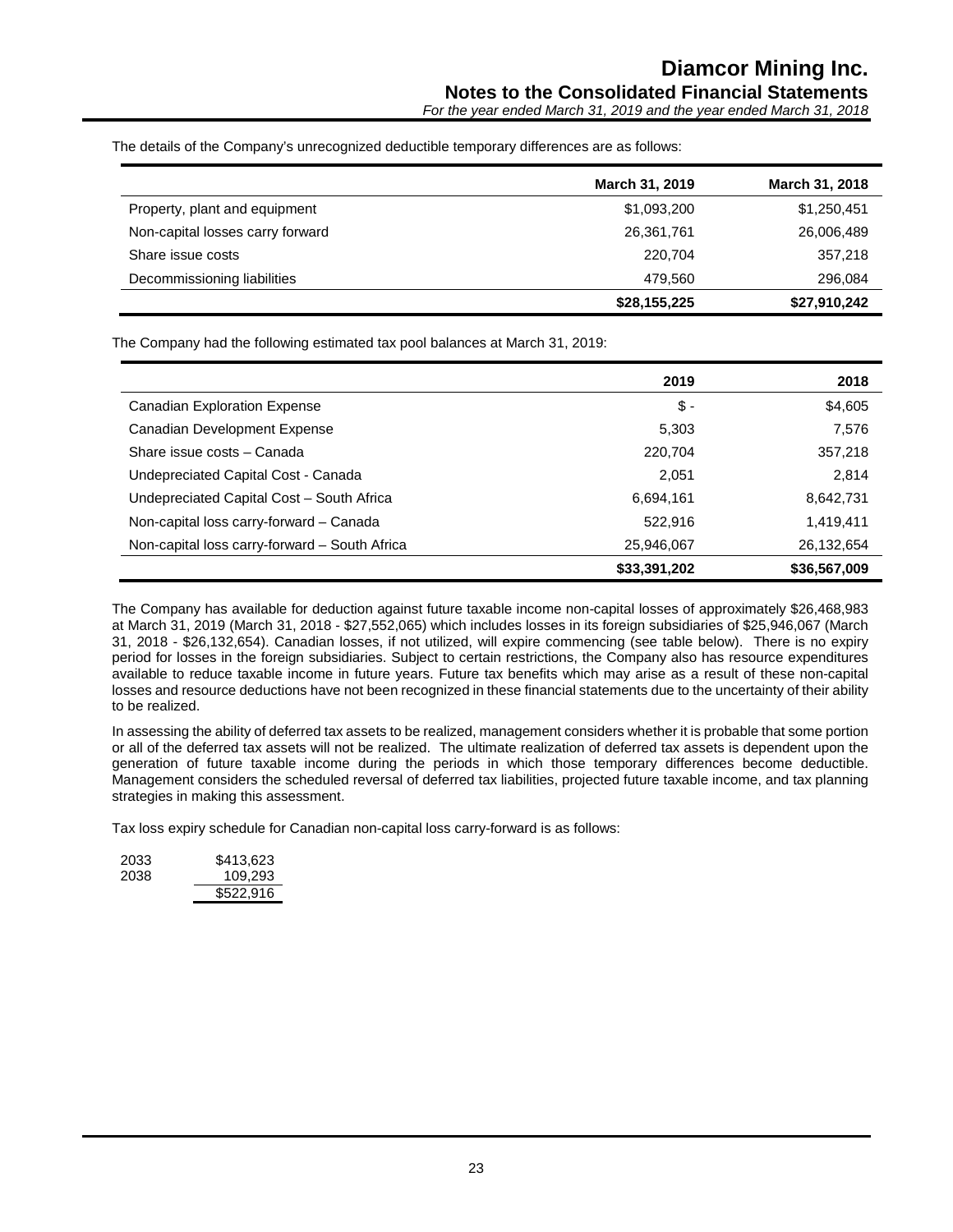The details of the Company's unrecognized deductible temporary differences are as follows:

| | March 31, 2019 | March 31, 2018 |
|---|---|---|
| Property, plant and equipment | $1,093,200 | $1,250,451 |
| Non-capital losses carry forward | 26,361,761 | 26,006,489 |
| Share issue costs | 220,704 | 357,218 |
| Decommissioning liabilities | 479,560 | 296,084 |
| | **$28,155,225** | **$27,910,242** |

The Company had the following estimated tax pool balances at March 31, 2019:

| | 2019 | 2018 |
|---|---|---|
| Canadian Exploration Expense | $ - | $4,605 |
| Canadian Development Expense | 5,303 | 7,576 |
| Share issue costs – Canada | 220,704 | 357,218 |
| Undepreciated Capital Cost - Canada | 2,051 | 2,814 |
| Undepreciated Capital Cost – South Africa | 6,694,161 | 8,642,731 |
| Non-capital loss carry-forward – Canada | 522,916 | 1,419,411 |
| Non-capital loss carry-forward – South Africa | 25,946,067 | 26,132,654 |
| | **$33,391,202** | **$36,567,009** |

The Company has available for deduction against future taxable income non-capital losses of approximately $26,468,983 at March 31, 2019 (March 31, 2018 - $27,552,065) which includes losses in its foreign subsidiaries of $25,946,067 (March 31, 2018 - $26,132,654). Canadian losses, if not utilized, will expire commencing (see table below). There is no expiry period for losses in the foreign subsidiaries. Subject to certain restrictions, the Company also has resource expenditures available to reduce taxable income in future years. Future tax benefits which may arise as a result of these non-capital losses and resource deductions have not been recognized in these financial statements due to the uncertainty of their ability to be realized.

In assessing the ability of deferred tax assets to be realized, management considers whether it is probable that some portion or all of the deferred tax assets will not be realized. The ultimate realization of deferred tax assets is dependent upon the generation of future taxable income during the periods in which those temporary differences become deductible. Management considers the scheduled reversal of deferred tax liabilities, projected future taxable income, and tax planning strategies in making this assessment.

Tax loss expiry schedule for Canadian non-capital loss carry-forward is as follows:

| | |
|---|---|
| 2033 | $413,623 |
| 2038 | 109,293 |
| | $522,916 |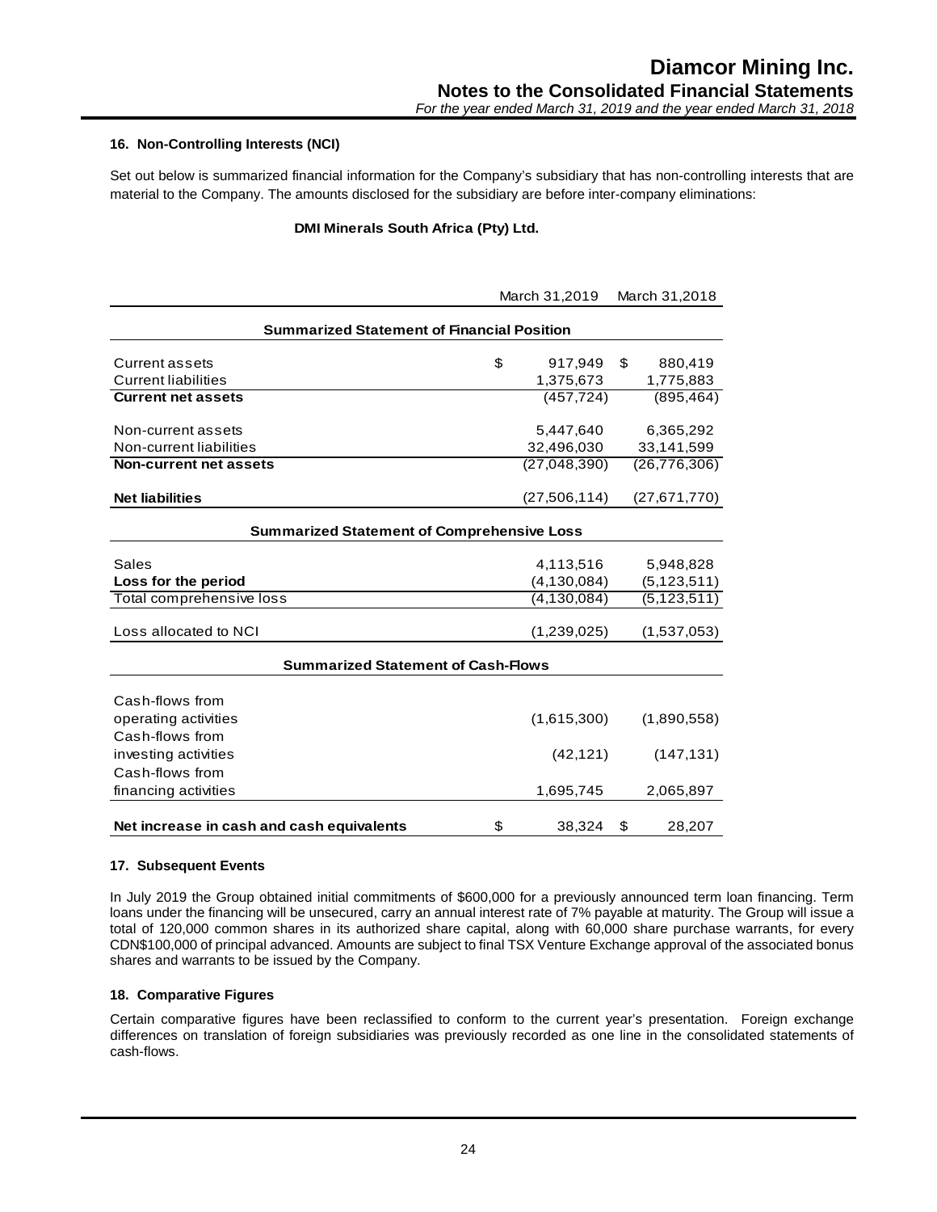### 16. Non-Controlling Interests (NCI)

Set out below is summarized financial information for the Company's subsidiary that has non-controlling interests that are material to the Company. The amounts disclosed for the subsidiary are before inter-company eliminations:

**DMI Minerals South Africa (Pty) Ltd.**

| | March 31,2019 | March 31,2018 |
|---|---|---|
| **Summarized Statement of Financial Position** | | |
| Current assets | $ 917,949 | $ 880,419 |
| Current liabilities | 1,375,673 | 1,775,883 |
| **Current net assets** | (457,724) | (895,464) |
| Non-current assets | 5,447,640 | 6,365,292 |
| Non-current liabilities | 32,496,030 | 33,141,599 |
| **Non-current net assets** | (27,048,390) | (26,776,306) |
| **Net liabilities** | (27,506,114) | (27,671,770) |
| **Summarized Statement of Comprehensive Loss** | | |
| Sales | 4,113,516 | 5,948,828 |
| **Loss for the period** | (4,130,084) | (5,123,511) |
| Total comprehensive loss | (4,130,084) | (5,123,511) |
| Loss allocated to NCI | (1,239,025) | (1,537,053) |
| **Summarized Statement of Cash-Flows** | | |
| Cash-flows from operating activities | (1,615,300) | (1,890,558) |
| Cash-flows from investing activities | (42,121) | (147,131) |
| Cash-flows from financing activities | 1,695,745 | 2,065,897 |
| **Net increase in cash and cash equivalents** | $ 38,324 | $ 28,207 |

### 17. Subsequent Events

In July 2019 the Group obtained initial commitments of $600,000 for a previously announced term loan financing. Term loans under the financing will be unsecured, carry an annual interest rate of 7% payable at maturity. The Group will issue a total of 120,000 common shares in its authorized share capital, along with 60,000 share purchase warrants, for every CDN$100,000 of principal advanced. Amounts are subject to final TSX Venture Exchange approval of the associated bonus shares and warrants to be issued by the Company.

### 18. Comparative Figures

Certain comparative figures have been reclassified to conform to the current year's presentation. Foreign exchange differences on translation of foreign subsidiaries was previously recorded as one line in the consolidated statements of cash-flows.